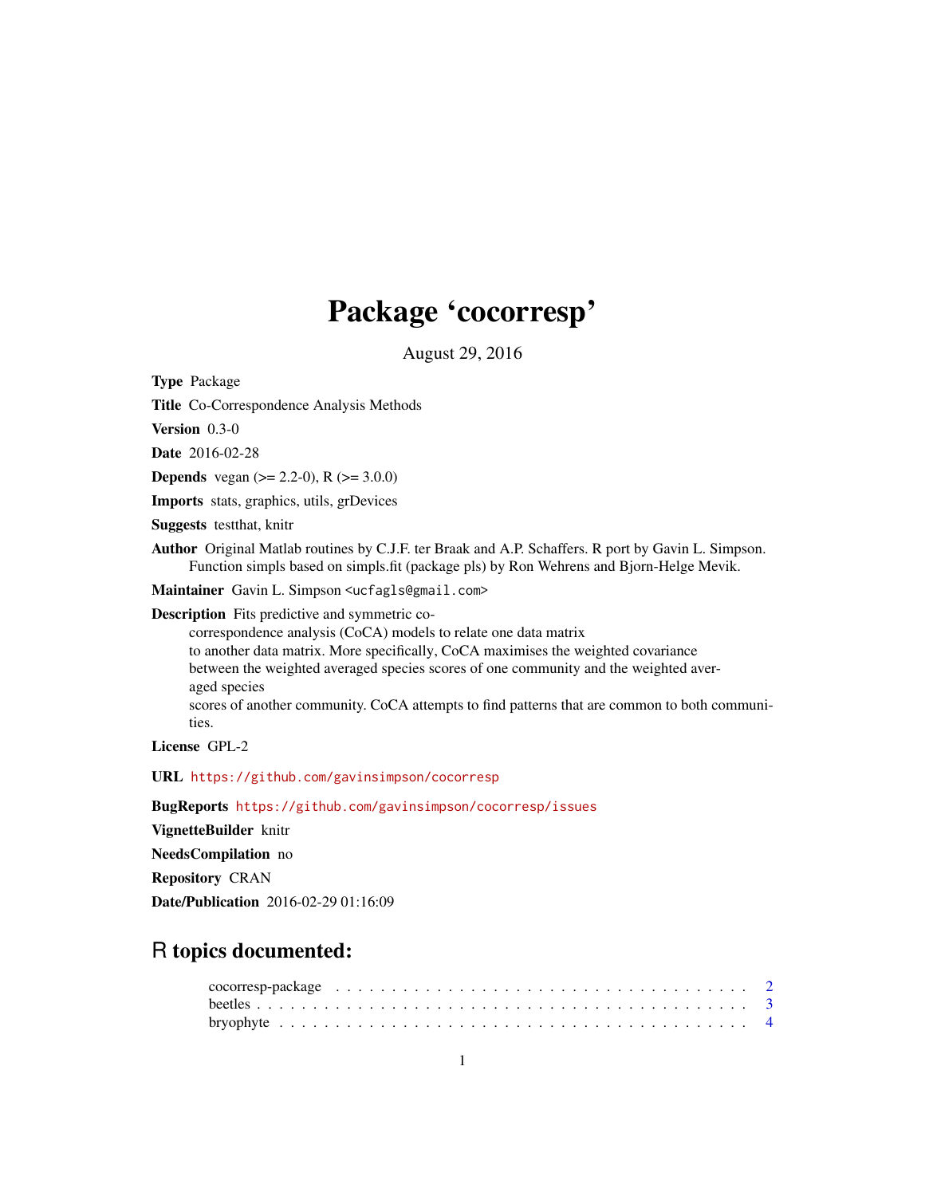# Package 'cocorresp'

August 29, 2016

**Type** Package

**Title** Co-Correspondence Analysis Methods

**Version** 0.3-0

**Date** 2016-02-28

**Depends** vegan (>= 2.2-0), R (>= 3.0.0)

**Imports** stats, graphics, utils, grDevices

**Suggests** testthat, knitr

**Author** Original Matlab routines by C.J.F. ter Braak and A.P. Schaffers. R port by Gavin L. Simpson. Function simpls based on simpls.fit (package pls) by Ron Wehrens and Bjorn-Helge Mevik.

**Maintainer** Gavin L. Simpson <ucfagls@gmail.com>

**Description** Fits predictive and symmetric co-correspondence analysis (CoCA) models to relate one data matrix to another data matrix. More specifically, CoCA maximises the weighted covariance between the weighted averaged species scores of one community and the weighted averaged species scores of another community. CoCA attempts to find patterns that are common to both communities.

**License** GPL-2

**URL** https://github.com/gavinsimpson/cocorresp

**BugReports** https://github.com/gavinsimpson/cocorresp/issues

**VignetteBuilder** knitr

**NeedsCompilation** no

**Repository** CRAN

**Date/Publication** 2016-02-29 01:16:09

## R topics documented:

cocorresp-package . . . . . . . . . . . . . . . . . . . . . . . . . . . . . . . . . . . . 2
beetles . . . . . . . . . . . . . . . . . . . . . . . . . . . . . . . . . . . . . . . . . . 3
bryophyte . . . . . . . . . . . . . . . . . . . . . . . . . . . . . . . . . . . . . . . . 4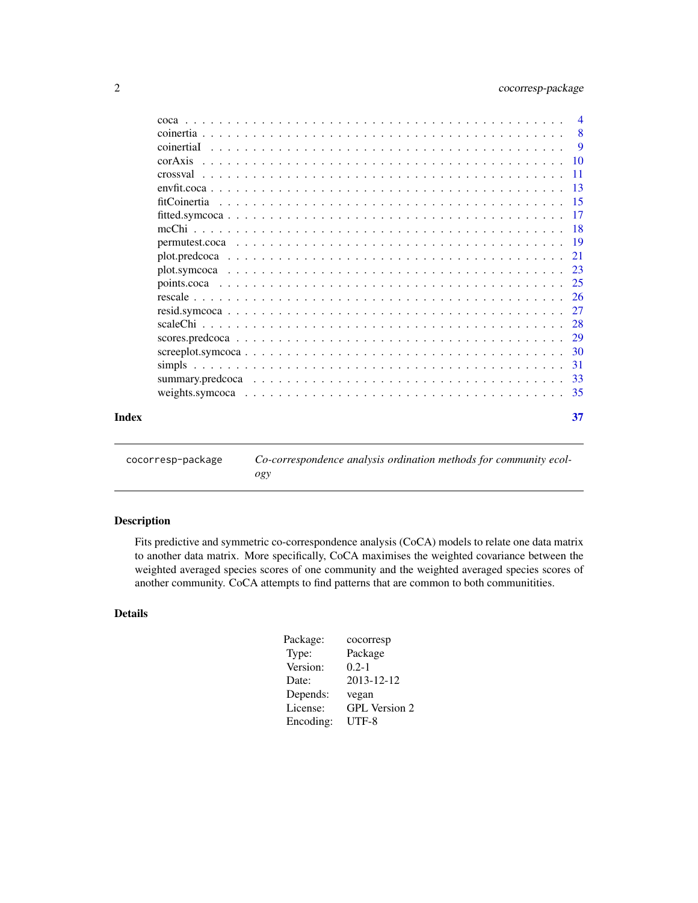| | |
|---|---|
| coca | 4 |
| coinertia | 8 |
| coinertiaI | 9 |
| corAxis | 10 |
| crossval | 11 |
| envfit.coca | 13 |
| fitCoinertia | 15 |
| fitted.symcoca | 17 |
| mcChi | 18 |
| permutest.coca | 19 |
| plot.predcoca | 21 |
| plot.symcoca | 23 |
| points.coca | 25 |
| rescale | 26 |
| resid.symcoca | 27 |
| scaleChi | 28 |
| scores.predcoca | 29 |
| screeplot.symcoca | 30 |
| simpls | 31 |
| summary.predcoca | 33 |
| weights.symcoca | 35 |

**Index** 37

---

`cocorresp-package` *Co-correspondence analysis ordination methods for community ecology*

---

## Description

Fits predictive and symmetric co-correspondence analysis (CoCA) models to relate one data matrix to another data matrix. More specifically, CoCA maximises the weighted covariance between the weighted averaged species scores of one community and the weighted averaged species scores of another community. CoCA attempts to find patterns that are common to both communitities.

## Details

| | |
|---|---|
| Package: | cocorresp |
| Type: | Package |
| Version: | 0.2-1 |
| Date: | 2013-12-12 |
| Depends: | vegan |
| License: | GPL Version 2 |
| Encoding: | UTF-8 |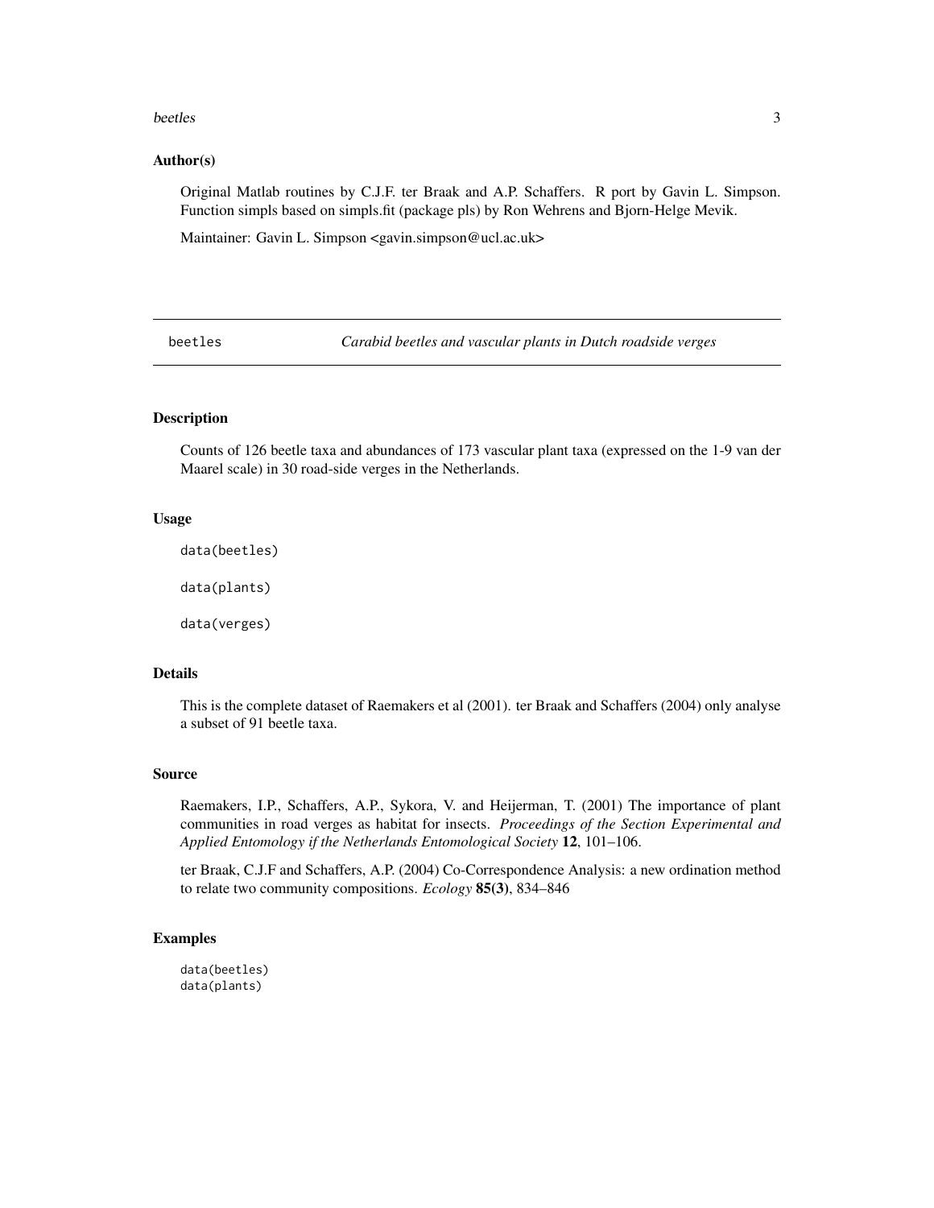### Author(s)

Original Matlab routines by C.J.F. ter Braak and A.P. Schaffers. R port by Gavin L. Simpson. Function simpls based on simpls.fit (package pls) by Ron Wehrens and Bjorn-Helge Mevik.

Maintainer: Gavin L. Simpson <gavin.simpson@ucl.ac.uk>

---

## beetles *Carabid beetles and vascular plants in Dutch roadside verges*

---

### Description

Counts of 126 beetle taxa and abundances of 173 vascular plant taxa (expressed on the 1-9 van der Maarel scale) in 30 road-side verges in the Netherlands.

### Usage

```
data(beetles)

data(plants)

data(verges)
```

### Details

This is the complete dataset of Raemakers et al (2001). ter Braak and Schaffers (2004) only analyse a subset of 91 beetle taxa.

### Source

Raemakers, I.P., Schaffers, A.P., Sykora, V. and Heijerman, T. (2001) The importance of plant communities in road verges as habitat for insects. *Proceedings of the Section Experimental and Applied Entomology if the Netherlands Entomological Society* **12**, 101–106.

ter Braak, C.J.F and Schaffers, A.P. (2004) Co-Correspondence Analysis: a new ordination method to relate two community compositions. *Ecology* **85(3)**, 834–846

### Examples

```
data(beetles)
data(plants)
```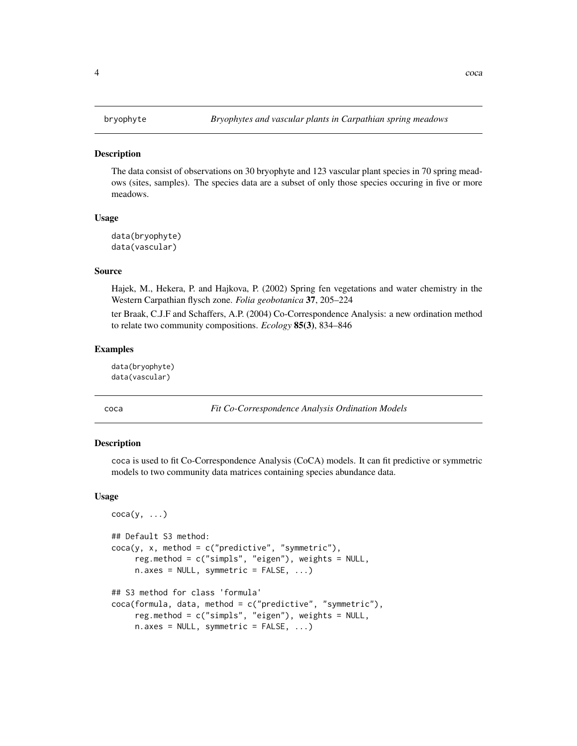## bryophyte — *Bryophytes and vascular plants in Carpathian spring meadows*

### Description

The data consist of observations on 30 bryophyte and 123 vascular plant species in 70 spring meadows (sites, samples). The species data are a subset of only those species occuring in five or more meadows.

### Usage

```
data(bryophyte)
data(vascular)
```

### Source

Hajek, M., Hekera, P. and Hajkova, P. (2002) Spring fen vegetations and water chemistry in the Western Carpathian flysch zone. *Folia geobotanica* **37**, 205–224

ter Braak, C.J.F and Schaffers, A.P. (2004) Co-Correspondence Analysis: a new ordination method to relate two community compositions. *Ecology* **85(3)**, 834–846

### Examples

```
data(bryophyte)
data(vascular)
```

## coca — *Fit Co-Correspondence Analysis Ordination Models*

### Description

coca is used to fit Co-Correspondence Analysis (CoCA) models. It can fit predictive or symmetric models to two community data matrices containing species abundance data.

### Usage

```
coca(y, ...)

## Default S3 method:
coca(y, x, method = c("predictive", "symmetric"),
     reg.method = c("simpls", "eigen"), weights = NULL,
     n.axes = NULL, symmetric = FALSE, ...)

## S3 method for class 'formula'
coca(formula, data, method = c("predictive", "symmetric"),
     reg.method = c("simpls", "eigen"), weights = NULL,
     n.axes = NULL, symmetric = FALSE, ...)
```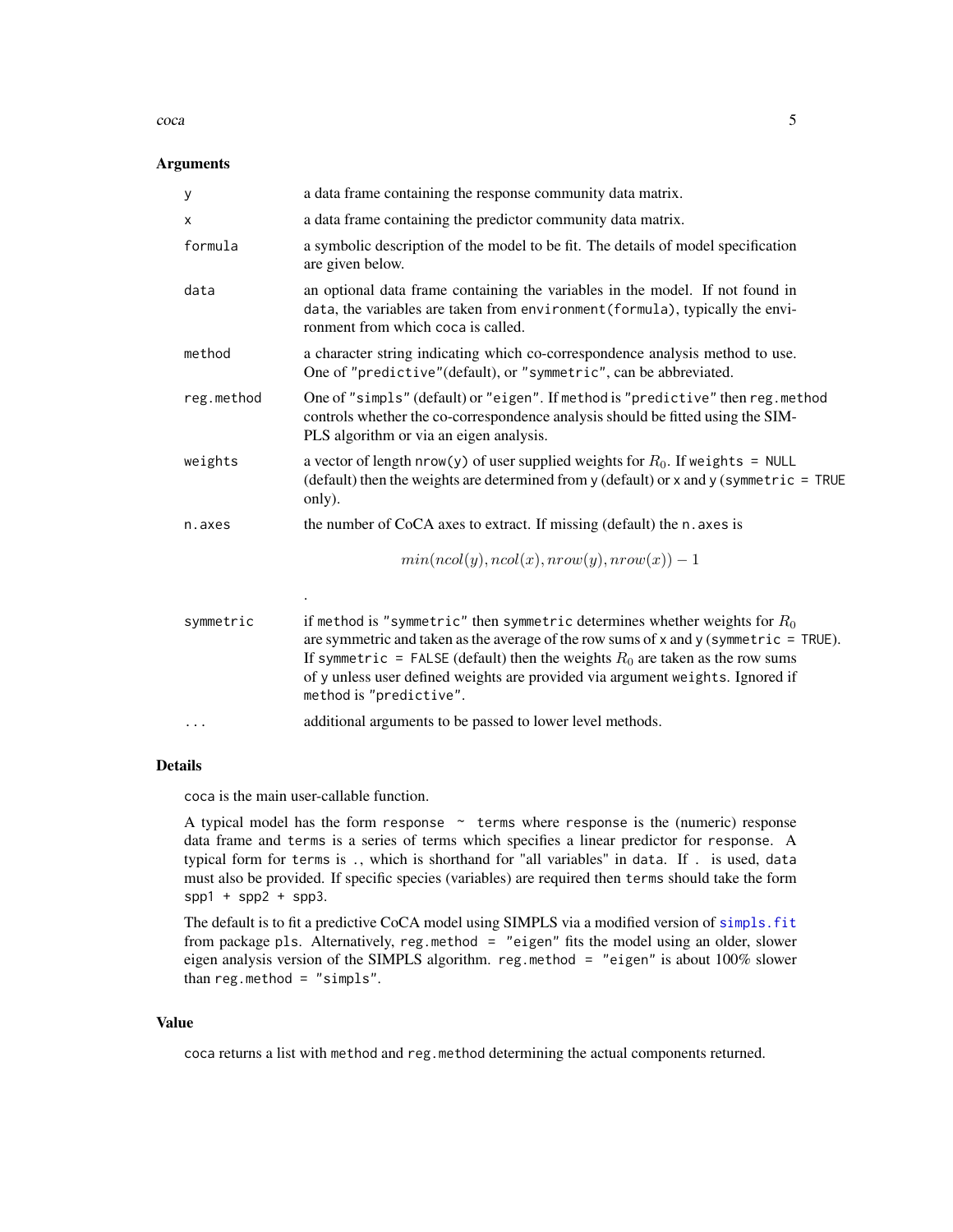### Arguments

| | |
|---|---|
| `y` | a data frame containing the response community data matrix. |
| `x` | a data frame containing the predictor community data matrix. |
| `formula` | a symbolic description of the model to be fit. The details of model specification are given below. |
| `data` | an optional data frame containing the variables in the model. If not found in `data`, the variables are taken from `environment(formula)`, typically the environment from which `coca` is called. |
| `method` | a character string indicating which co-correspondence analysis method to use. One of `"predictive"`(default), or `"symmetric"`, can be abbreviated. |
| `reg.method` | One of `"simpls"` (default) or `"eigen"`. If `method` is `"predictive"` then `reg.method` controls whether the co-correspondence analysis should be fitted using the SIMPLS algorithm or via an eigen analysis. |
| `weights` | a vector of length `nrow(y)` of user supplied weights for $R_0$. If `weights = NULL` (default) then the weights are determined from `y` (default) or `x` and `y` (`symmetric = TRUE` only). |
| `n.axes` | the number of CoCA axes to extract. If missing (default) the `n.axes` is $$min(ncol(y), ncol(x), nrow(y), nrow(x)) - 1$$ . |
| `symmetric` | if `method` is `"symmetric"` then `symmetric` determines whether weights for $R_0$ are symmetric and taken as the average of the row sums of `x` and `y` (`symmetric = TRUE`). If `symmetric = FALSE` (default) then the weights $R_0$ are taken as the row sums of `y` unless user defined weights are provided via argument `weights`. Ignored if `method` is `"predictive"`. |
| `...` | additional arguments to be passed to lower level methods. |

### Details

`coca` is the main user-callable function.

A typical model has the form `response ~ terms` where `response` is the (numeric) response data frame and `terms` is a series of terms which specifies a linear predictor for `response`. A typical form for `terms` is `.`, which is shorthand for "all variables" in `data`. If `.` is used, `data` must also be provided. If specific species (variables) are required then `terms` should take the form `spp1 + spp2 + spp3`.

The default is to fit a predictive CoCA model using SIMPLS via a modified version of `simpls.fit` from package `pls`. Alternatively, `reg.method = "eigen"` fits the model using an older, slower eigen analysis version of the SIMPLS algorithm. `reg.method = "eigen"` is about 100% slower than `reg.method = "simpls"`.

### Value

`coca` returns a list with `method` and `reg.method` determining the actual components returned.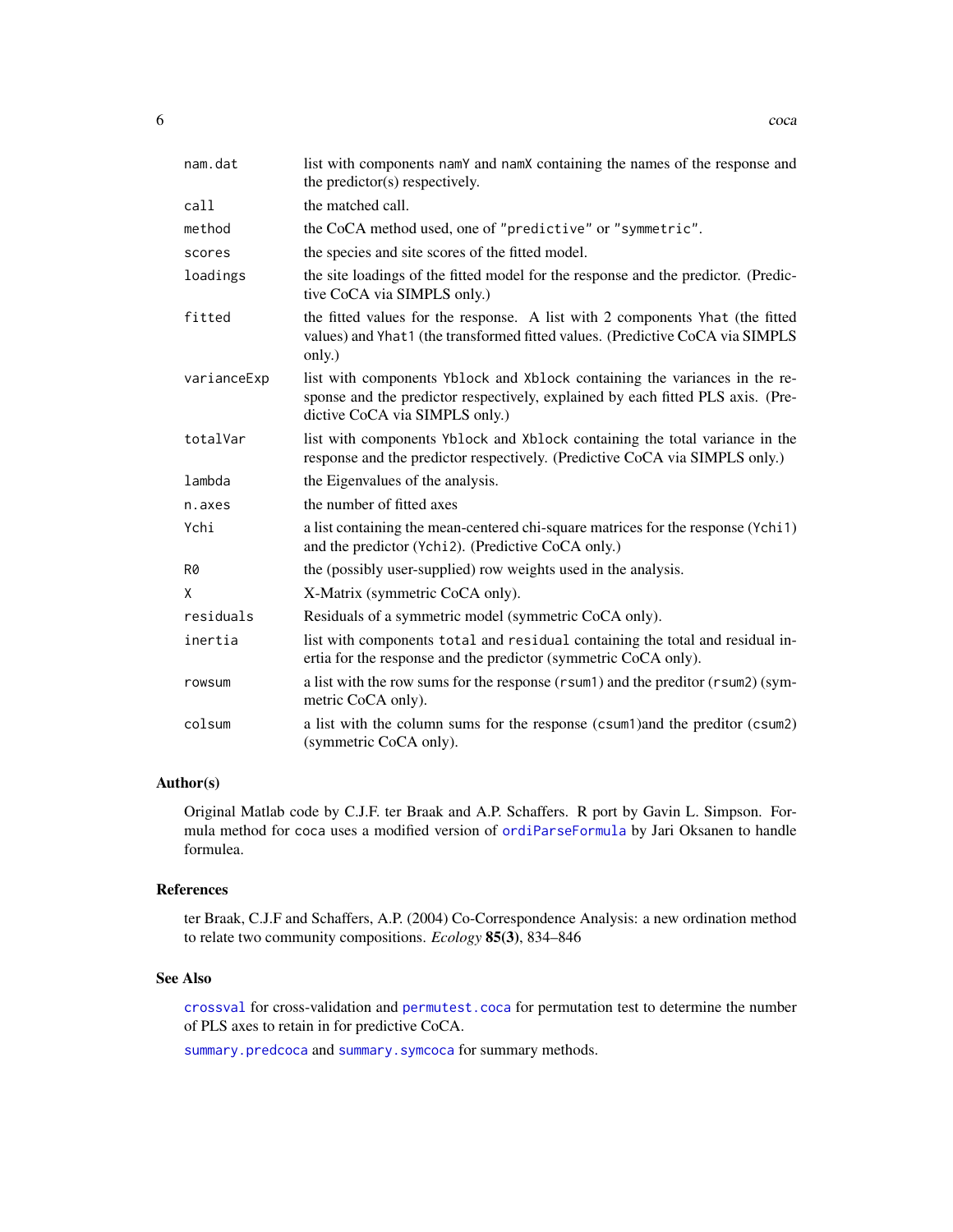| | |
|---|---|
| nam.dat | list with components namY and namX containing the names of the response and the predictor(s) respectively. |
| call | the matched call. |
| method | the CoCA method used, one of "predictive" or "symmetric". |
| scores | the species and site scores of the fitted model. |
| loadings | the site loadings of the fitted model for the response and the predictor. (Predictive CoCA via SIMPLS only.) |
| fitted | the fitted values for the response. A list with 2 components Yhat (the fitted values) and Yhat1 (the transformed fitted values. (Predictive CoCA via SIMPLS only.) |
| varianceExp | list with components Yblock and Xblock containing the variances in the response and the predictor respectively, explained by each fitted PLS axis. (Predictive CoCA via SIMPLS only.) |
| totalVar | list with components Yblock and Xblock containing the total variance in the response and the predictor respectively. (Predictive CoCA via SIMPLS only.) |
| lambda | the Eigenvalues of the analysis. |
| n.axes | the number of fitted axes |
| Ychi | a list containing the mean-centered chi-square matrices for the response (Ychi1) and the predictor (Ychi2). (Predictive CoCA only.) |
| R0 | the (possibly user-supplied) row weights used in the analysis. |
| X | X-Matrix (symmetric CoCA only). |
| residuals | Residuals of a symmetric model (symmetric CoCA only). |
| inertia | list with components total and residual containing the total and residual inertia for the response and the predictor (symmetric CoCA only). |
| rowsum | a list with the row sums for the response (rsum1) and the preditor (rsum2) (symmetric CoCA only). |
| colsum | a list with the column sums for the response (csum1)and the preditor (csum2) (symmetric CoCA only). |

## Author(s)

Original Matlab code by C.J.F. ter Braak and A.P. Schaffers. R port by Gavin L. Simpson. Formula method for coca uses a modified version of ordiParseFormula by Jari Oksanen to handle formulea.

## References

ter Braak, C.J.F and Schaffers, A.P. (2004) Co-Correspondence Analysis: a new ordination method to relate two community compositions. *Ecology* **85(3)**, 834–846

## See Also

crossval for cross-validation and permutest.coca for permutation test to determine the number of PLS axes to retain in for predictive CoCA.

summary.predcoca and summary.symcoca for summary methods.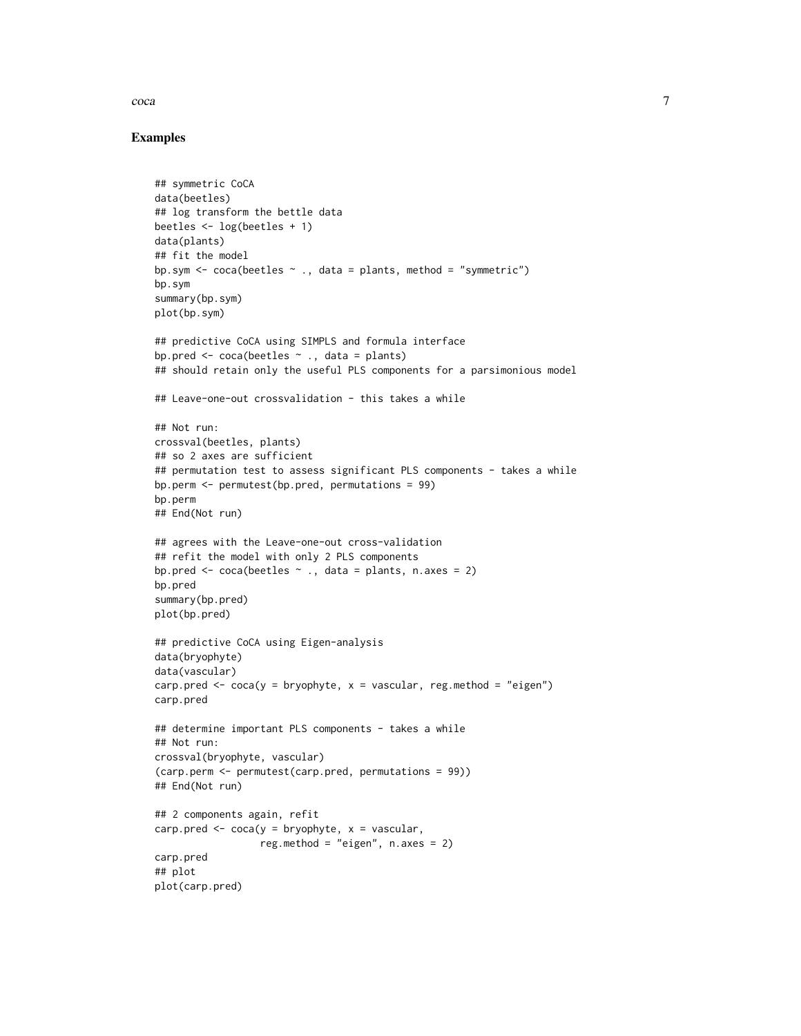### Examples

```
## symmetric CoCA
data(beetles)
## log transform the bettle data
beetles <- log(beetles + 1)
data(plants)
## fit the model
bp.sym <- coca(beetles ~ ., data = plants, method = "symmetric")
bp.sym
summary(bp.sym)
plot(bp.sym)

## predictive CoCA using SIMPLS and formula interface
bp.pred <- coca(beetles ~ ., data = plants)
## should retain only the useful PLS components for a parsimonious model

## Leave-one-out crossvalidation - this takes a while

## Not run:
crossval(beetles, plants)
## so 2 axes are sufficient
## permutation test to assess significant PLS components - takes a while
bp.perm <- permutest(bp.pred, permutations = 99)
bp.perm
## End(Not run)

## agrees with the Leave-one-out cross-validation
## refit the model with only 2 PLS components
bp.pred <- coca(beetles ~ ., data = plants, n.axes = 2)
bp.pred
summary(bp.pred)
plot(bp.pred)

## predictive CoCA using Eigen-analysis
data(bryophyte)
data(vascular)
carp.pred <- coca(y = bryophyte, x = vascular, reg.method = "eigen")
carp.pred

## determine important PLS components - takes a while
## Not run:
crossval(bryophyte, vascular)
(carp.perm <- permutest(carp.pred, permutations = 99))
## End(Not run)

## 2 components again, refit
carp.pred <- coca(y = bryophyte, x = vascular,
                  reg.method = "eigen", n.axes = 2)
carp.pred
## plot
plot(carp.pred)
```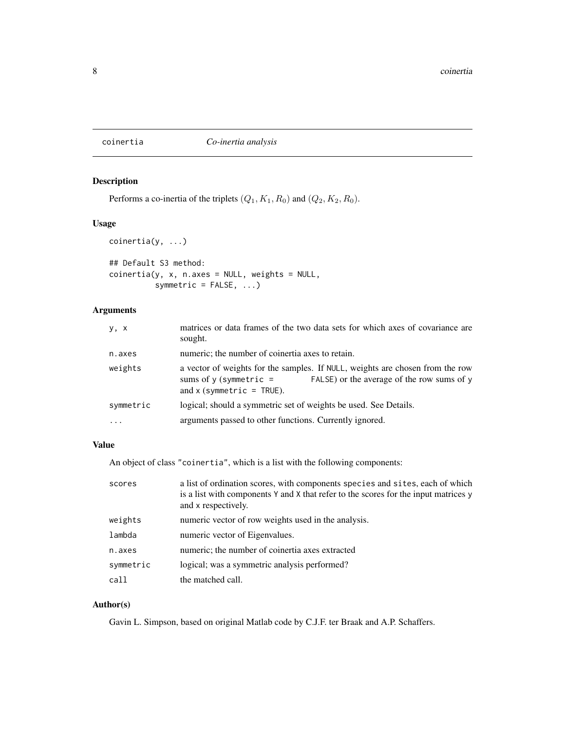coinertia    *Co-inertia analysis*

## Description

Performs a co-inertia of the triplets $(Q_1, K_1, R_0)$ and $(Q_2, K_2, R_0)$.

## Usage

```
coinertia(y, ...)

## Default S3 method:
coinertia(y, x, n.axes = NULL, weights = NULL,
          symmetric = FALSE, ...)
```

## Arguments

| | |
|---|---|
| `y, x` | matrices or data frames of the two data sets for which axes of covariance are sought. |
| `n.axes` | numeric; the number of coinertia axes to retain. |
| `weights` | a vector of weights for the samples. If `NULL`, weights are chosen from the row sums of `y` (`symmetric = FALSE`) or the average of the row sums of `y` and `x` (`symmetric = TRUE`). |
| `symmetric` | logical; should a symmetric set of weights be used. See Details. |
| `...` | arguments passed to other functions. Currently ignored. |

## Value

An object of class `"coinertia"`, which is a list with the following components:

| | |
|---|---|
| `scores` | a list of ordination scores, with components `species` and `sites`, each of which is a list with components `Y` and `X` that refer to the scores for the input matrices `y` and `x` respectively. |
| `weights` | numeric vector of row weights used in the analysis. |
| `lambda` | numeric vector of Eigenvalues. |
| `n.axes` | numeric; the number of coinertia axes extracted |
| `symmetric` | logical; was a symmetric analysis performed? |
| `call` | the matched call. |

## Author(s)

Gavin L. Simpson, based on original Matlab code by C.J.F. ter Braak and A.P. Schaffers.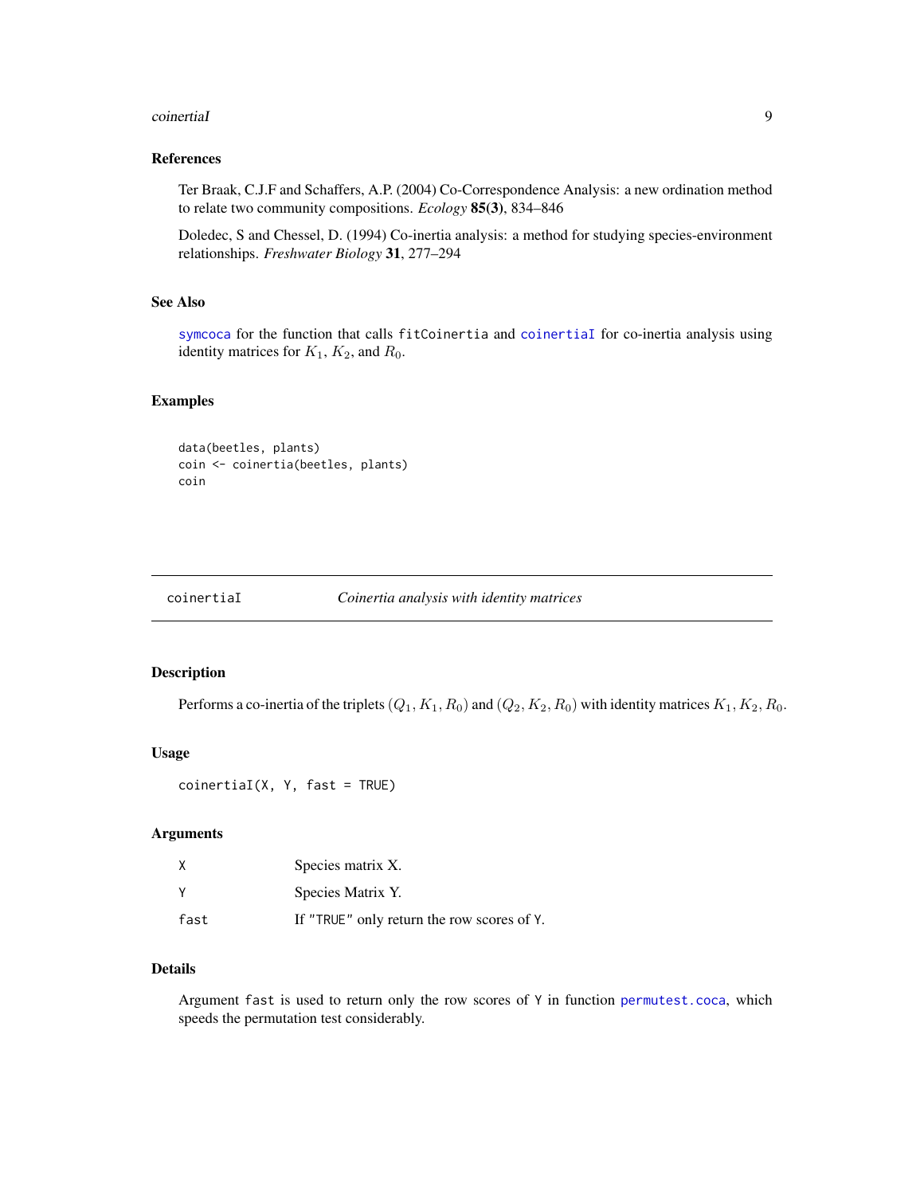### References

Ter Braak, C.J.F and Schaffers, A.P. (2004) Co-Correspondence Analysis: a new ordination method to relate two community compositions. *Ecology* **85(3)**, 834–846

Doledec, S and Chessel, D. (1994) Co-inertia analysis: a method for studying species-environment relationships. *Freshwater Biology* **31**, 277–294

### See Also

symcoca for the function that calls `fitCoinertia` and coinertiaI for co-inertia analysis using identity matrices for $K_1$, $K_2$, and $R_0$.

### Examples

```
data(beetles, plants)
coin <- coinertia(beetles, plants)
coin
```

---

## coinertiaI — *Coinertia analysis with identity matrices*

---

### Description

Performs a co-inertia of the triplets $(Q_1, K_1, R_0)$ and $(Q_2, K_2, R_0)$ with identity matrices $K_1, K_2, R_0$.

### Usage

```
coinertiaI(X, Y, fast = TRUE)
```

### Arguments

| | |
|---|---|
| `X` | Species matrix X. |
| `Y` | Species Matrix Y. |
| `fast` | If `"TRUE"` only return the row scores of `Y`. |

### Details

Argument `fast` is used to return only the row scores of `Y` in function permutest.coca, which speeds the permutation test considerably.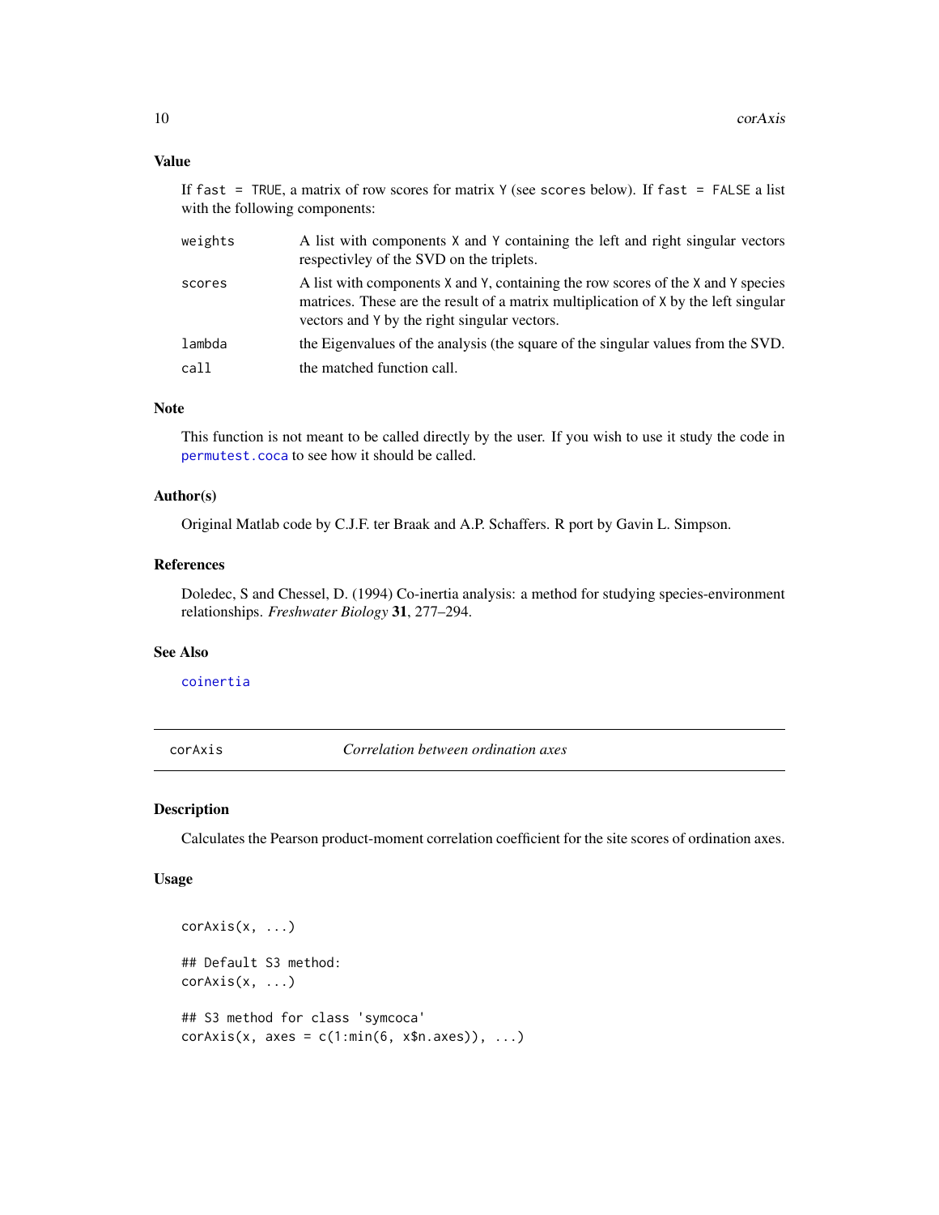### Value

If `fast = TRUE`, a matrix of row scores for matrix `Y` (see `scores` below). If `fast = FALSE` a list with the following components:

| | |
|---|---|
| `weights` | A list with components `X` and `Y` containing the left and right singular vectors respectivley of the SVD on the triplets. |
| `scores` | A list with components `X` and `Y`, containing the row scores of the `X` and `Y` species matrices. These are the result of a matrix multiplication of `X` by the left singular vectors and `Y` by the right singular vectors. |
| `lambda` | the Eigenvalues of the analysis (the square of the singular values from the SVD. |
| `call` | the matched function call. |

### Note

This function is not meant to be called directly by the user. If you wish to use it study the code in `permutest.coca` to see how it should be called.

### Author(s)

Original Matlab code by C.J.F. ter Braak and A.P. Schaffers. R port by Gavin L. Simpson.

### References

Doledec, S and Chessel, D. (1994) Co-inertia analysis: a method for studying species-environment relationships. *Freshwater Biology* **31**, 277–294.

### See Also

`coinertia`

---

## corAxis — *Correlation between ordination axes*

---

### Description

Calculates the Pearson product-moment correlation coefficient for the site scores of ordination axes.

### Usage

```
corAxis(x, ...)

## Default S3 method:
corAxis(x, ...)

## S3 method for class 'symcoca'
corAxis(x, axes = c(1:min(6, x$n.axes)), ...)
```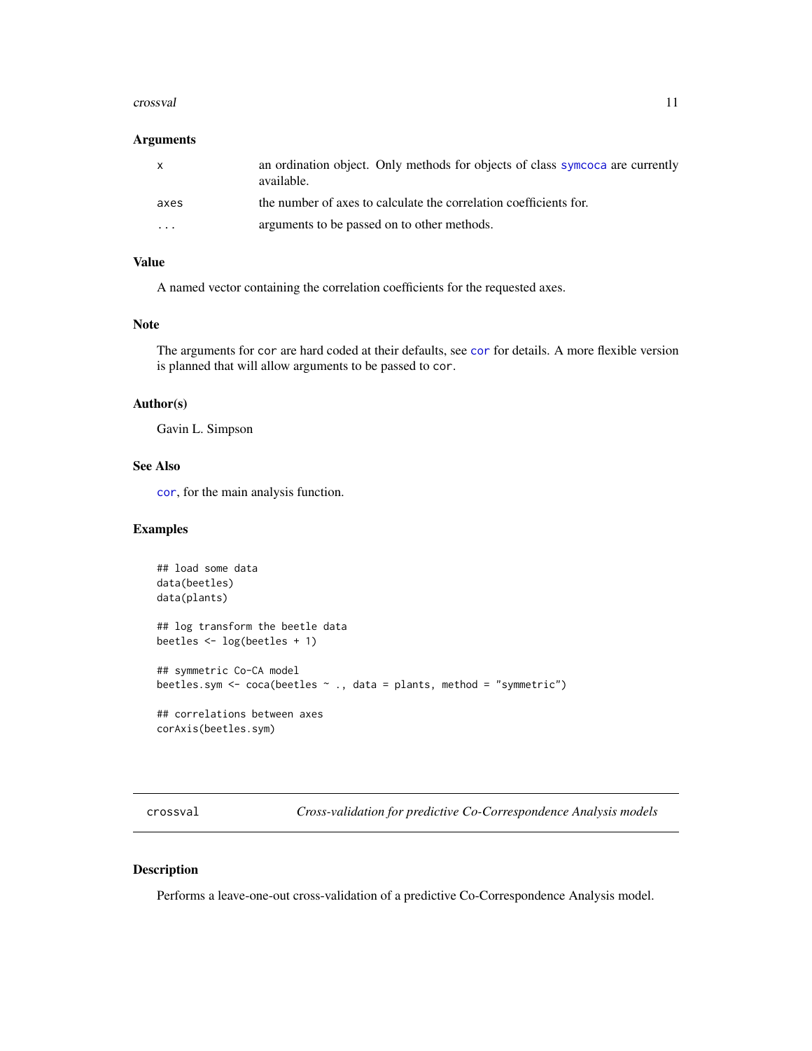### Arguments

| | |
|---|---|
| x | an ordination object. Only methods for objects of class symcoca are currently available. |
| axes | the number of axes to calculate the correlation coefficients for. |
| ... | arguments to be passed on to other methods. |

### Value

A named vector containing the correlation coefficients for the requested axes.

### Note

The arguments for `cor` are hard coded at their defaults, see `cor` for details. A more flexible version is planned that will allow arguments to be passed to `cor`.

### Author(s)

Gavin L. Simpson

### See Also

`cor`, for the main analysis function.

### Examples

```
## load some data
data(beetles)
data(plants)

## log transform the beetle data
beetles <- log(beetles + 1)

## symmetric Co-CA model
beetles.sym <- coca(beetles ~ ., data = plants, method = "symmetric")

## correlations between axes
corAxis(beetles.sym)
```

---

## crossval — *Cross-validation for predictive Co-Correspondence Analysis models*

### Description

Performs a leave-one-out cross-validation of a predictive Co-Correspondence Analysis model.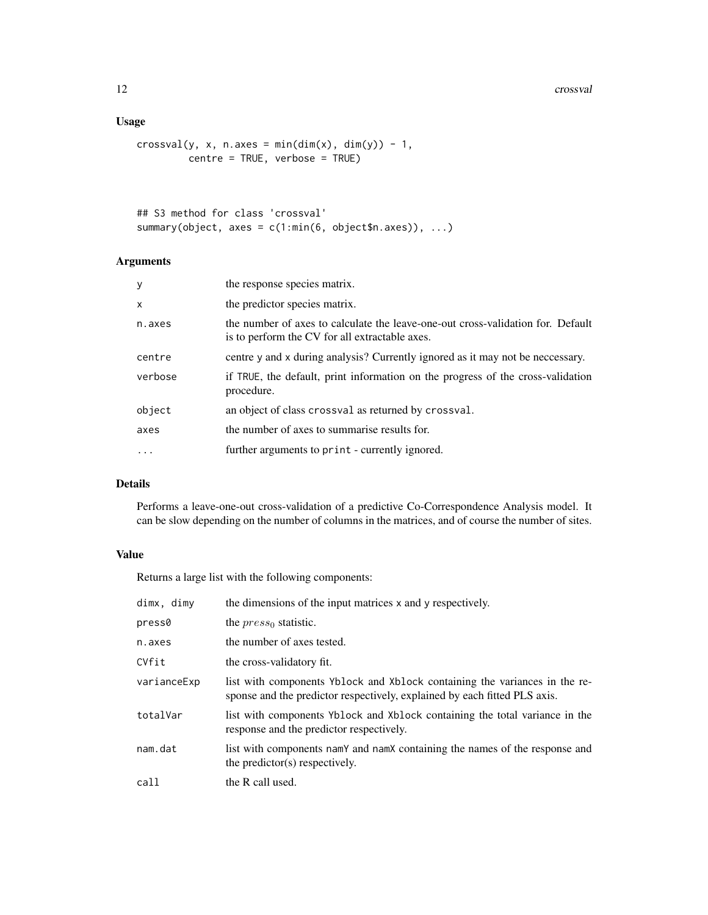## Usage

```
crossval(y, x, n.axes = min(dim(x), dim(y)) - 1,
         centre = TRUE, verbose = TRUE)


## S3 method for class 'crossval'
summary(object, axes = c(1:min(6, object$n.axes)), ...)
```

## Arguments

| | |
|---|---|
| `y` | the response species matrix. |
| `x` | the predictor species matrix. |
| `n.axes` | the number of axes to calculate the leave-one-out cross-validation for. Default is to perform the CV for all extractable axes. |
| `centre` | centre `y` and `x` during analysis? Currently ignored as it may not be neccessary. |
| `verbose` | if `TRUE`, the default, print information on the progress of the cross-validation procedure. |
| `object` | an object of class `crossval` as returned by `crossval`. |
| `axes` | the number of axes to summarise results for. |
| `...` | further arguments to `print` - currently ignored. |

## Details

Performs a leave-one-out cross-validation of a predictive Co-Correspondence Analysis model. It can be slow depending on the number of columns in the matrices, and of course the number of sites.

## Value

Returns a large list with the following components:

| | |
|---|---|
| `dimx, dimy` | the dimensions of the input matrices `x` and `y` respectively. |
| `press0` | the $press_0$ statistic. |
| `n.axes` | the number of axes tested. |
| `CVfit` | the cross-validatory fit. |
| `varianceExp` | list with components `Yblock` and `Xblock` containing the variances in the response and the predictor respectively, explained by each fitted PLS axis. |
| `totalVar` | list with components `Yblock` and `Xblock` containing the total variance in the response and the predictor respectively. |
| `nam.dat` | list with components `namY` and `namX` containing the names of the response and the predictor(s) respectively. |
| `call` | the R call used. |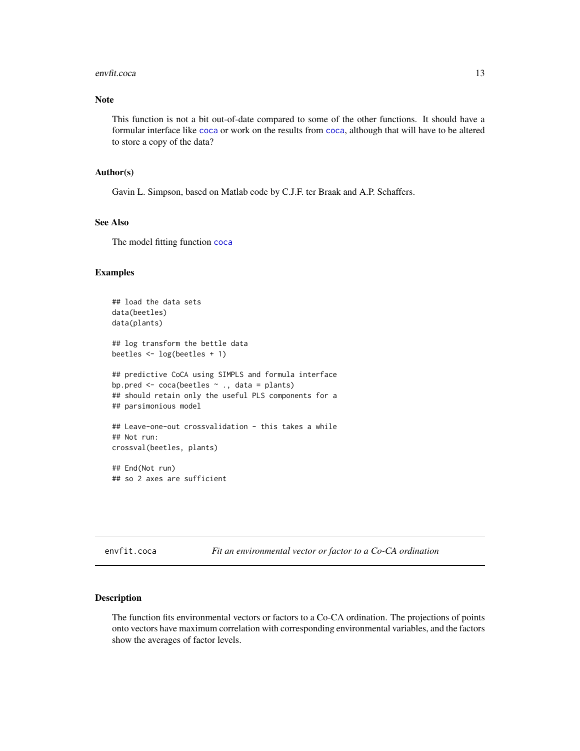## Note

This function is not a bit out-of-date compared to some of the other functions. It should have a formular interface like coca or work on the results from coca, although that will have to be altered to store a copy of the data?

## Author(s)

Gavin L. Simpson, based on Matlab code by C.J.F. ter Braak and A.P. Schaffers.

## See Also

The model fitting function coca

## Examples

```
## load the data sets
data(beetles)
data(plants)

## log transform the bettle data
beetles <- log(beetles + 1)

## predictive CoCA using SIMPLS and formula interface
bp.pred <- coca(beetles ~ ., data = plants)
## should retain only the useful PLS components for a
## parsimonious model

## Leave-one-out crossvalidation - this takes a while
## Not run:
crossval(beetles, plants)

## End(Not run)
## so 2 axes are sufficient
```

---

# envfit.coca — *Fit an environmental vector or factor to a Co-CA ordination*

## Description

The function fits environmental vectors or factors to a Co-CA ordination. The projections of points onto vectors have maximum correlation with corresponding environmental variables, and the factors show the averages of factor levels.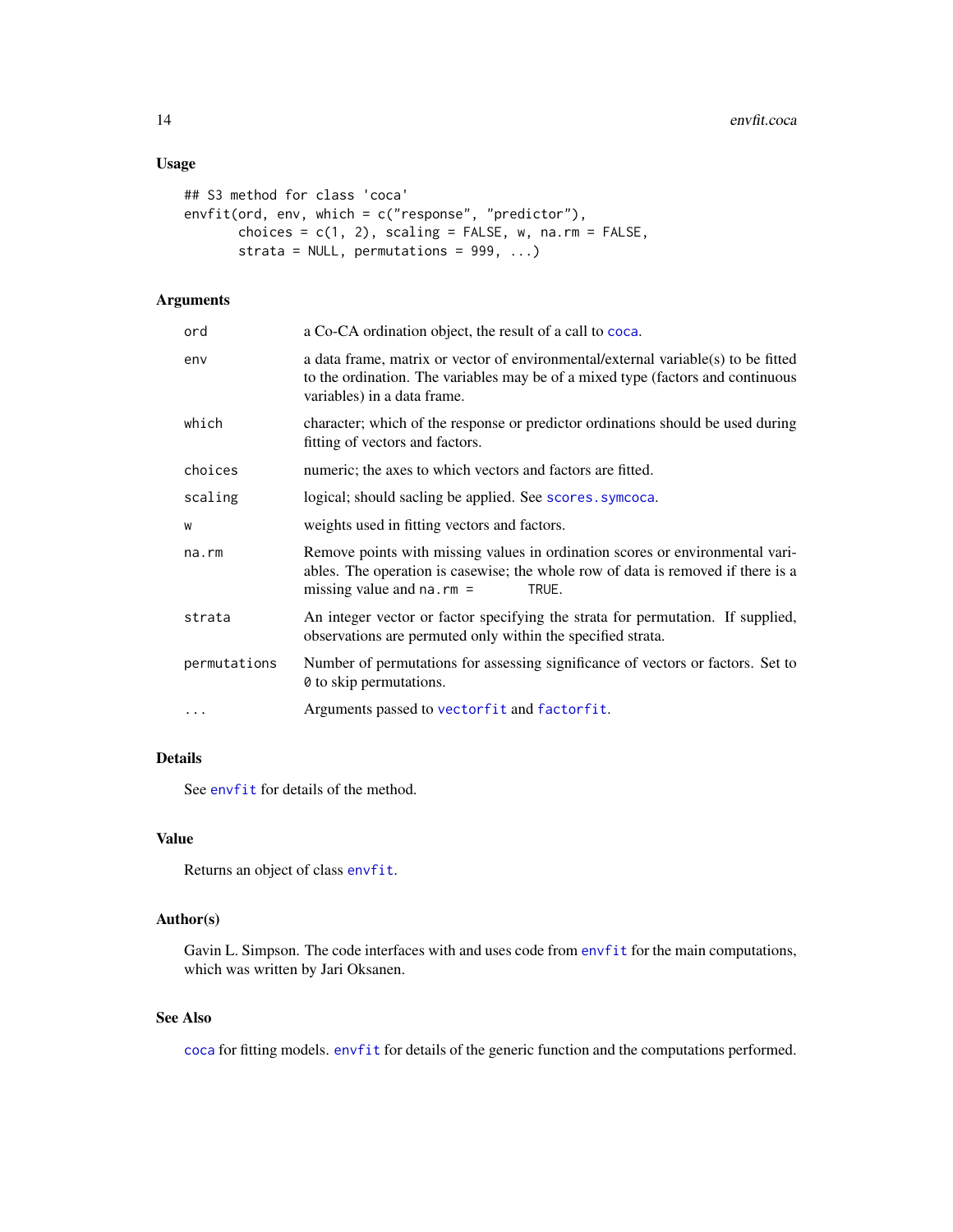## Usage

```
## S3 method for class 'coca'
envfit(ord, env, which = c("response", "predictor"),
       choices = c(1, 2), scaling = FALSE, w, na.rm = FALSE,
       strata = NULL, permutations = 999, ...)
```

## Arguments

| | |
|---|---|
| `ord` | a Co-CA ordination object, the result of a call to `coca`. |
| `env` | a data frame, matrix or vector of environmental/external variable(s) to be fitted to the ordination. The variables may be of a mixed type (factors and continuous variables) in a data frame. |
| `which` | character; which of the response or predictor ordinations should be used during fitting of vectors and factors. |
| `choices` | numeric; the axes to which vectors and factors are fitted. |
| `scaling` | logical; should sacling be applied. See `scores.symcoca`. |
| `w` | weights used in fitting vectors and factors. |
| `na.rm` | Remove points with missing values in ordination scores or environmental variables. The operation is casewise; the whole row of data is removed if there is a missing value and `na.rm = TRUE`. |
| `strata` | An integer vector or factor specifying the strata for permutation. If supplied, observations are permuted only within the specified strata. |
| `permutations` | Number of permutations for assessing significance of vectors or factors. Set to `0` to skip permutations. |
| `...` | Arguments passed to `vectorfit` and `factorfit`. |

## Details

See `envfit` for details of the method.

## Value

Returns an object of class `envfit`.

## Author(s)

Gavin L. Simpson. The code interfaces with and uses code from `envfit` for the main computations, which was written by Jari Oksanen.

## See Also

`coca` for fitting models. `envfit` for details of the generic function and the computations performed.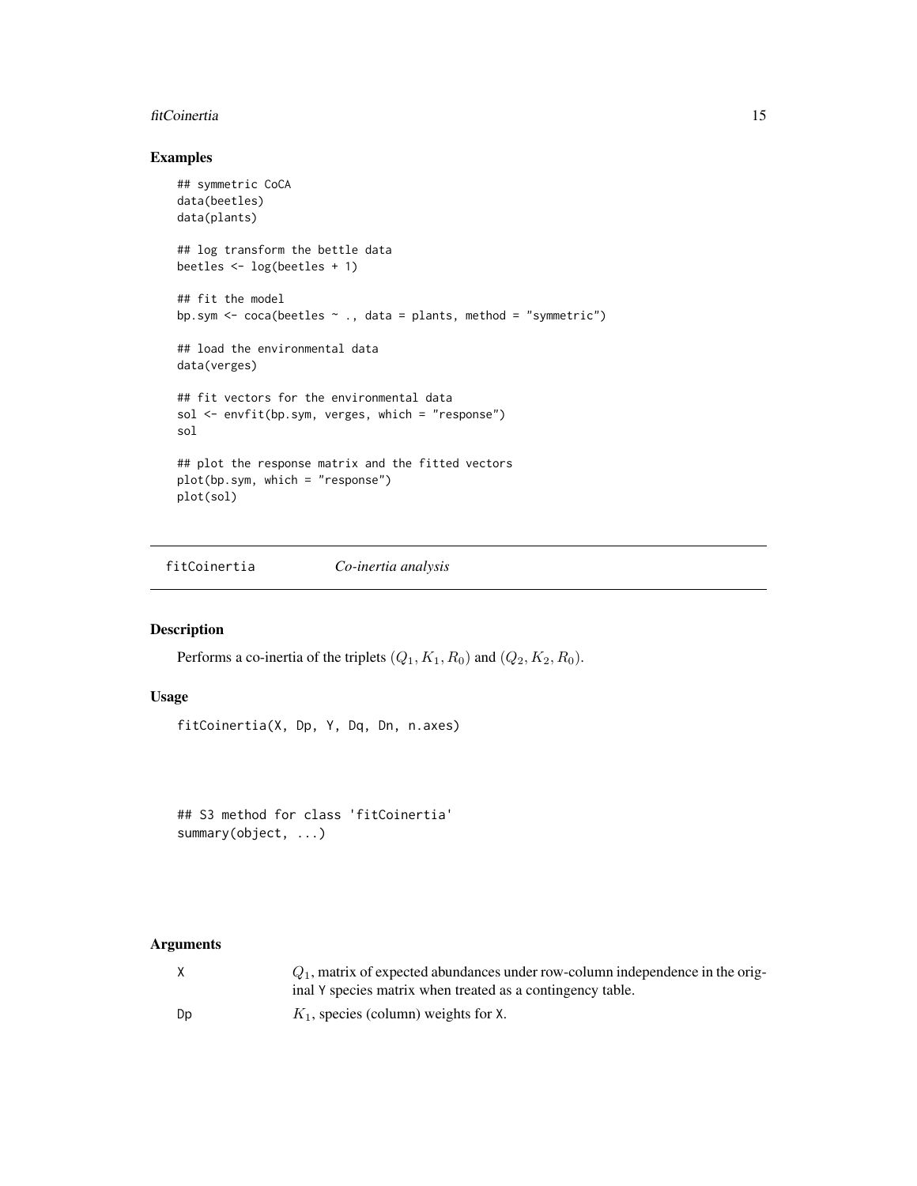## Examples

```
## symmetric CoCA
data(beetles)
data(plants)

## log transform the bettle data
beetles <- log(beetles + 1)

## fit the model
bp.sym <- coca(beetles ~ ., data = plants, method = "symmetric")

## load the environmental data
data(verges)

## fit vectors for the environmental data
sol <- envfit(bp.sym, verges, which = "response")
sol

## plot the response matrix and the fitted vectors
plot(bp.sym, which = "response")
plot(sol)
```

---

# fitCoinertia *Co-inertia analysis*

---

## Description

Performs a co-inertia of the triplets $(Q_1, K_1, R_0)$ and $(Q_2, K_2, R_0)$.

## Usage

```
fitCoinertia(X, Dp, Y, Dq, Dn, n.axes)

## S3 method for class 'fitCoinertia'
summary(object, ...)
```

## Arguments

| | |
|---|---|
| X | $Q_1$, matrix of expected abundances under row-column independence in the original Y species matrix when treated as a contingency table. |
| Dp | $K_1$, species (column) weights for X. |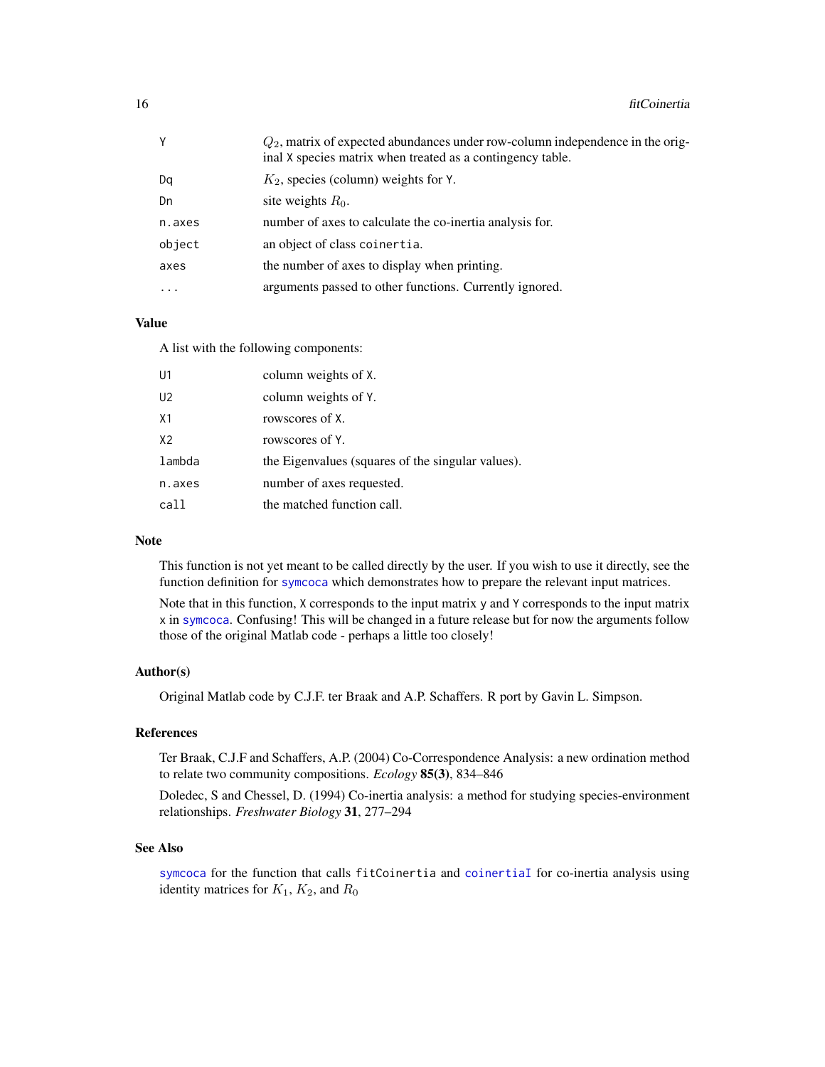| | |
|---|---|
| `Y` | $Q_2$, matrix of expected abundances under row-column independence in the original `X` species matrix when treated as a contingency table. |
| `Dq` | $K_2$, species (column) weights for `Y`. |
| `Dn` | site weights $R_0$. |
| `n.axes` | number of axes to calculate the co-inertia analysis for. |
| `object` | an object of class `coinertia`. |
| `axes` | the number of axes to display when printing. |
| `...` | arguments passed to other functions. Currently ignored. |

## Value

A list with the following components:

| | |
|---|---|
| `U1` | column weights of `X`. |
| `U2` | column weights of `Y`. |
| `X1` | rowscores of `X`. |
| `X2` | rowscores of `Y`. |
| `lambda` | the Eigenvalues (squares of the singular values). |
| `n.axes` | number of axes requested. |
| `call` | the matched function call. |

## Note

This function is not yet meant to be called directly by the user. If you wish to use it directly, see the function definition for `symcoca` which demonstrates how to prepare the relevant input matrices.

Note that in this function, `X` corresponds to the input matrix `y` and `Y` corresponds to the input matrix `x` in `symcoca`. Confusing! This will be changed in a future release but for now the arguments follow those of the original Matlab code - perhaps a little too closely!

## Author(s)

Original Matlab code by C.J.F. ter Braak and A.P. Schaffers. R port by Gavin L. Simpson.

## References

Ter Braak, C.J.F and Schaffers, A.P. (2004) Co-Correspondence Analysis: a new ordination method to relate two community compositions. *Ecology* **85(3)**, 834–846

Doledec, S and Chessel, D. (1994) Co-inertia analysis: a method for studying species-environment relationships. *Freshwater Biology* **31**, 277–294

## See Also

`symcoca` for the function that calls `fitCoinertia` and `coinertiaI` for co-inertia analysis using identity matrices for $K_1$, $K_2$, and $R_0$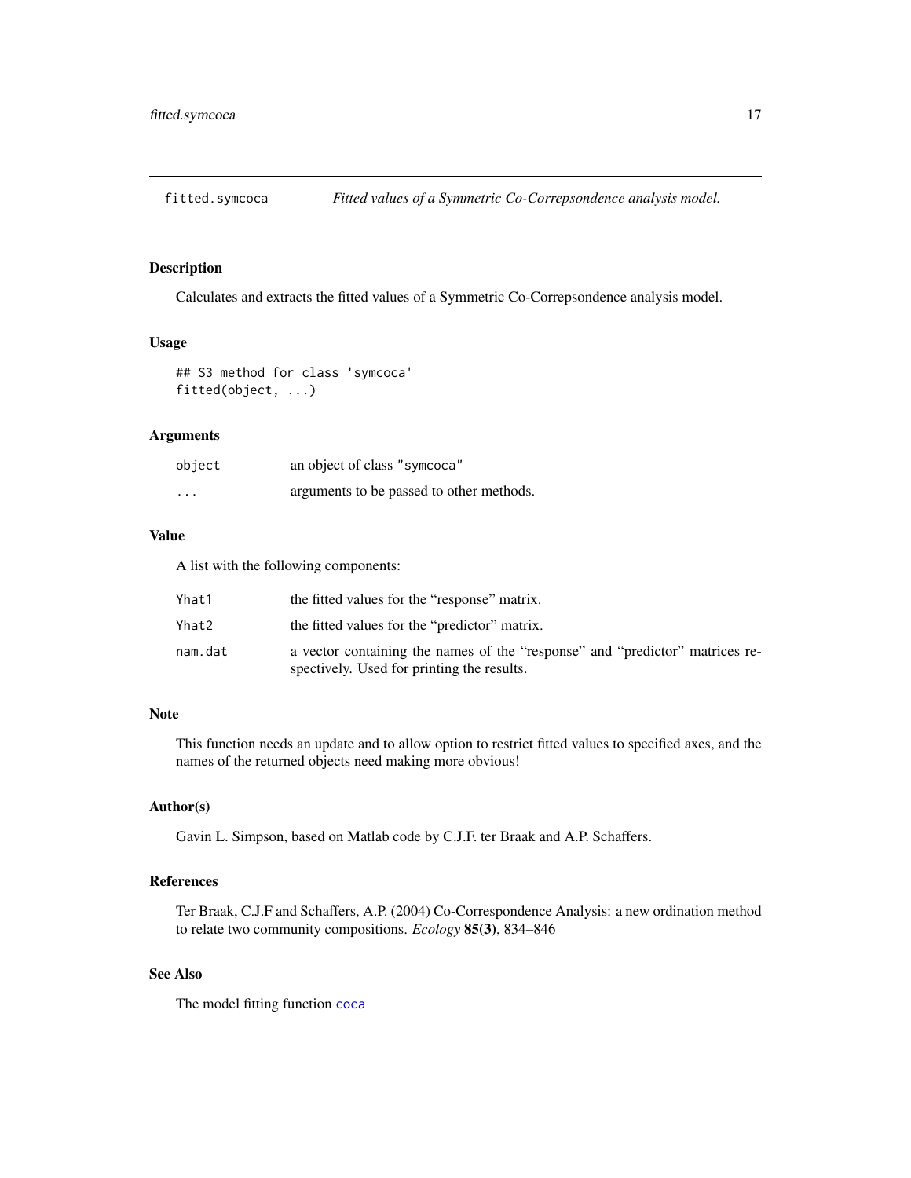# fitted.symcoca *Fitted values of a Symmetric Co-Correpsondence analysis model.*

## Description

Calculates and extracts the fitted values of a Symmetric Co-Correpsondence analysis model.

## Usage

```
## S3 method for class 'symcoca'
fitted(object, ...)
```

## Arguments

| | |
|---|---|
| `object` | an object of class "symcoca" |
| `...` | arguments to be passed to other methods. |

## Value

A list with the following components:

| | |
|---|---|
| `Yhat1` | the fitted values for the "response" matrix. |
| `Yhat2` | the fitted values for the "predictor" matrix. |
| `nam.dat` | a vector containing the names of the "response" and "predictor" matrices respectively. Used for printing the results. |

## Note

This function needs an update and to allow option to restrict fitted values to specified axes, and the names of the returned objects need making more obvious!

## Author(s)

Gavin L. Simpson, based on Matlab code by C.J.F. ter Braak and A.P. Schaffers.

## References

Ter Braak, C.J.F and Schaffers, A.P. (2004) Co-Correspondence Analysis: a new ordination method to relate two community compositions. *Ecology* **85(3)**, 834–846

## See Also

The model fitting function `coca`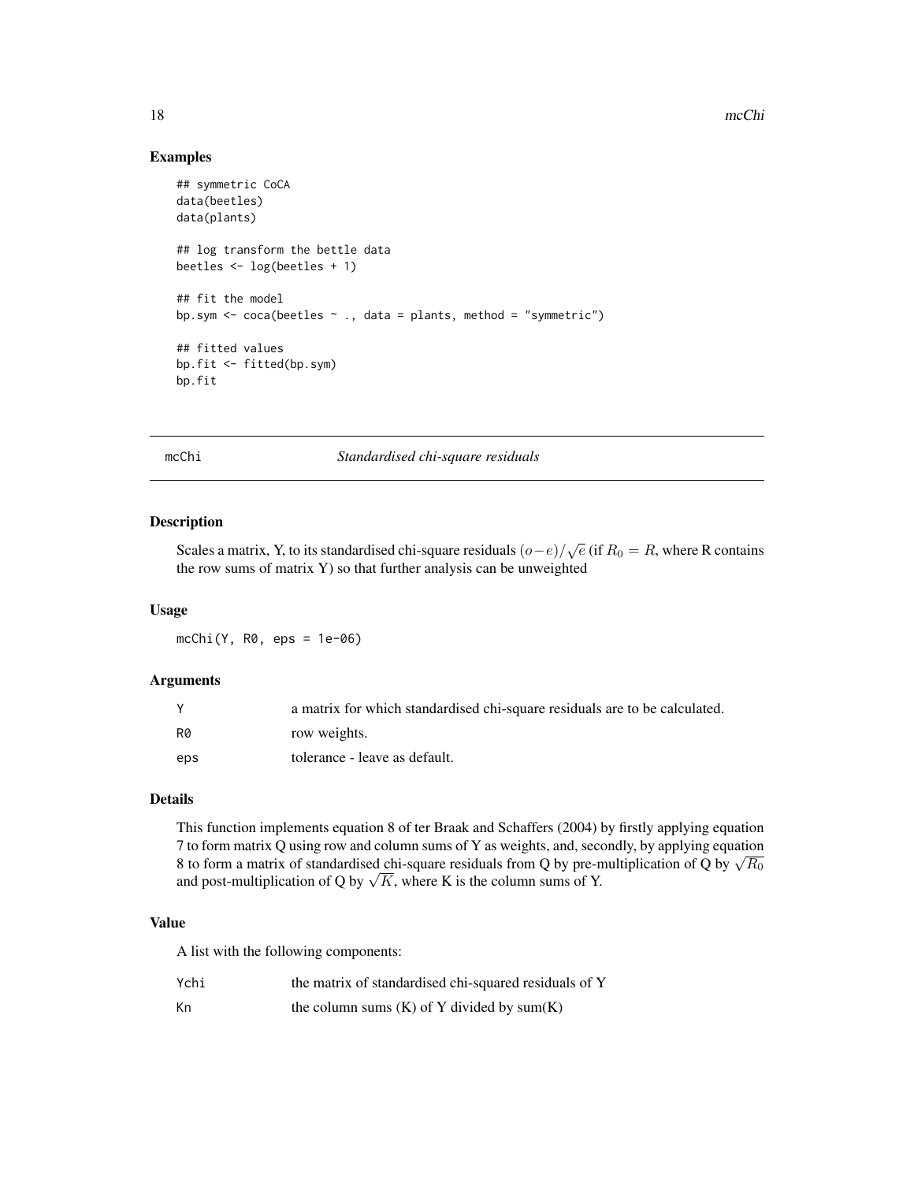## Examples

```
## symmetric CoCA
data(beetles)
data(plants)

## log transform the bettle data
beetles <- log(beetles + 1)

## fit the model
bp.sym <- coca(beetles ~ ., data = plants, method = "symmetric")

## fitted values
bp.fit <- fitted(bp.sym)
bp.fit
```

---

# mcChi — *Standardised chi-square residuals*

## Description

Scales a matrix, Y, to its standardised chi-square residuals $(o-e)/\sqrt{e}$ (if $R_0 = R$, where R contains the row sums of matrix Y) so that further analysis can be unweighted

## Usage

```
mcChi(Y, R0, eps = 1e-06)
```

## Arguments

| | |
|---|---|
| Y | a matrix for which standardised chi-square residuals are to be calculated. |
| R0 | row weights. |
| eps | tolerance - leave as default. |

## Details

This function implements equation 8 of ter Braak and Schaffers (2004) by firstly applying equation 7 to form matrix Q using row and column sums of Y as weights, and, secondly, by applying equation 8 to form a matrix of standardised chi-square residuals from Q by pre-multiplication of Q by $\sqrt{R_0}$ and post-multiplication of Q by $\sqrt{K}$, where K is the column sums of Y.

## Value

A list with the following components:

| | |
|---|---|
| Ychi | the matrix of standardised chi-squared residuals of Y |
| Kn | the column sums (K) of Y divided by sum(K) |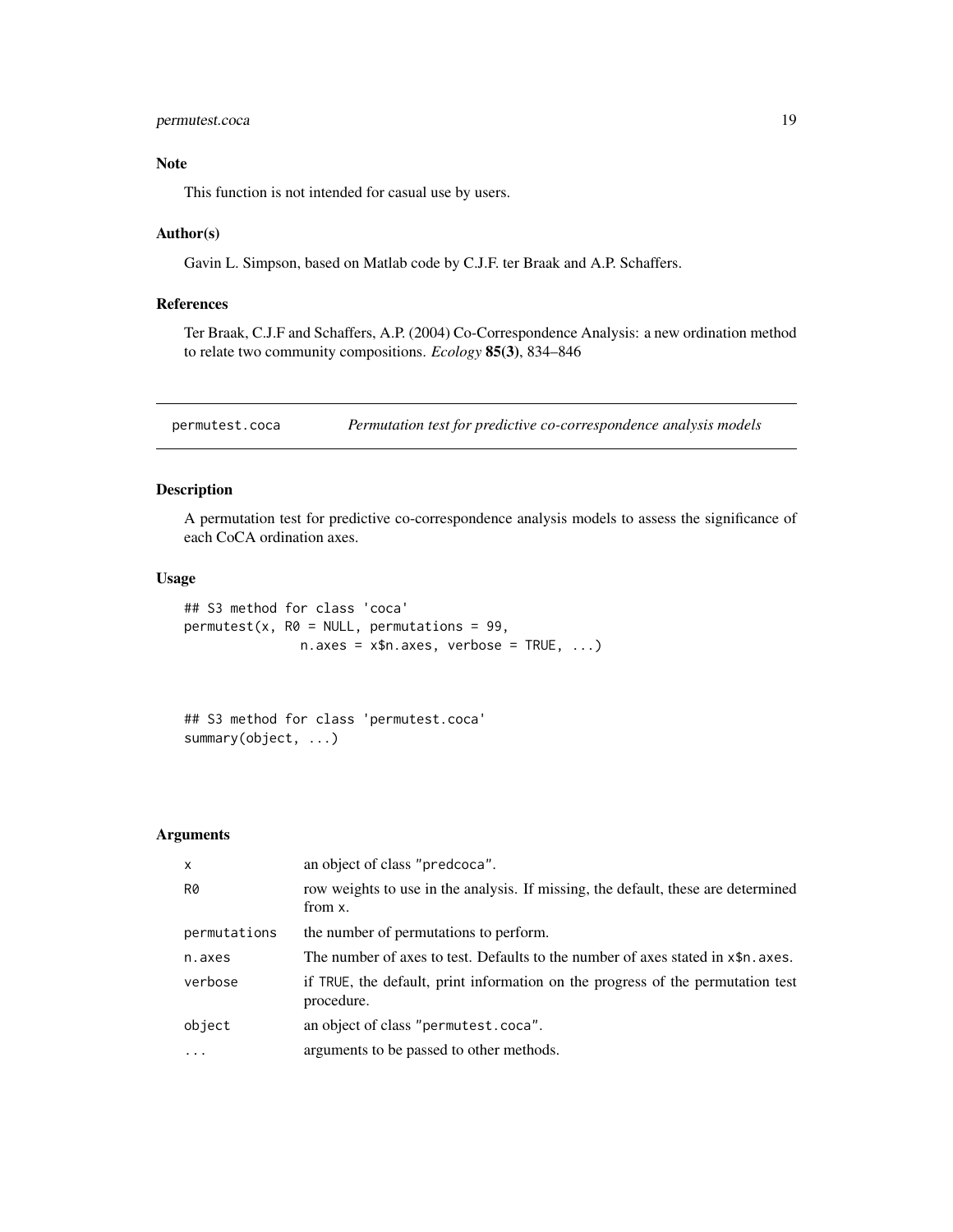## Note

This function is not intended for casual use by users.

## Author(s)

Gavin L. Simpson, based on Matlab code by C.J.F. ter Braak and A.P. Schaffers.

## References

Ter Braak, C.J.F and Schaffers, A.P. (2004) Co-Correspondence Analysis: a new ordination method to relate two community compositions. *Ecology* **85(3)**, 834–846

---

# permutest.coca — *Permutation test for predictive co-correspondence analysis models*

---

## Description

A permutation test for predictive co-correspondence analysis models to assess the significance of each CoCA ordination axes.

## Usage

```
## S3 method for class 'coca'
permutest(x, R0 = NULL, permutations = 99,
              n.axes = x$n.axes, verbose = TRUE, ...)


## S3 method for class 'permutest.coca'
summary(object, ...)
```

## Arguments

| | |
|---|---|
| x | an object of class "predcoca". |
| R0 | row weights to use in the analysis. If missing, the default, these are determined from x. |
| permutations | the number of permutations to perform. |
| n.axes | The number of axes to test. Defaults to the number of axes stated in x$n.axes. |
| verbose | if TRUE, the default, print information on the progress of the permutation test procedure. |
| object | an object of class "permutest.coca". |
| ... | arguments to be passed to other methods. |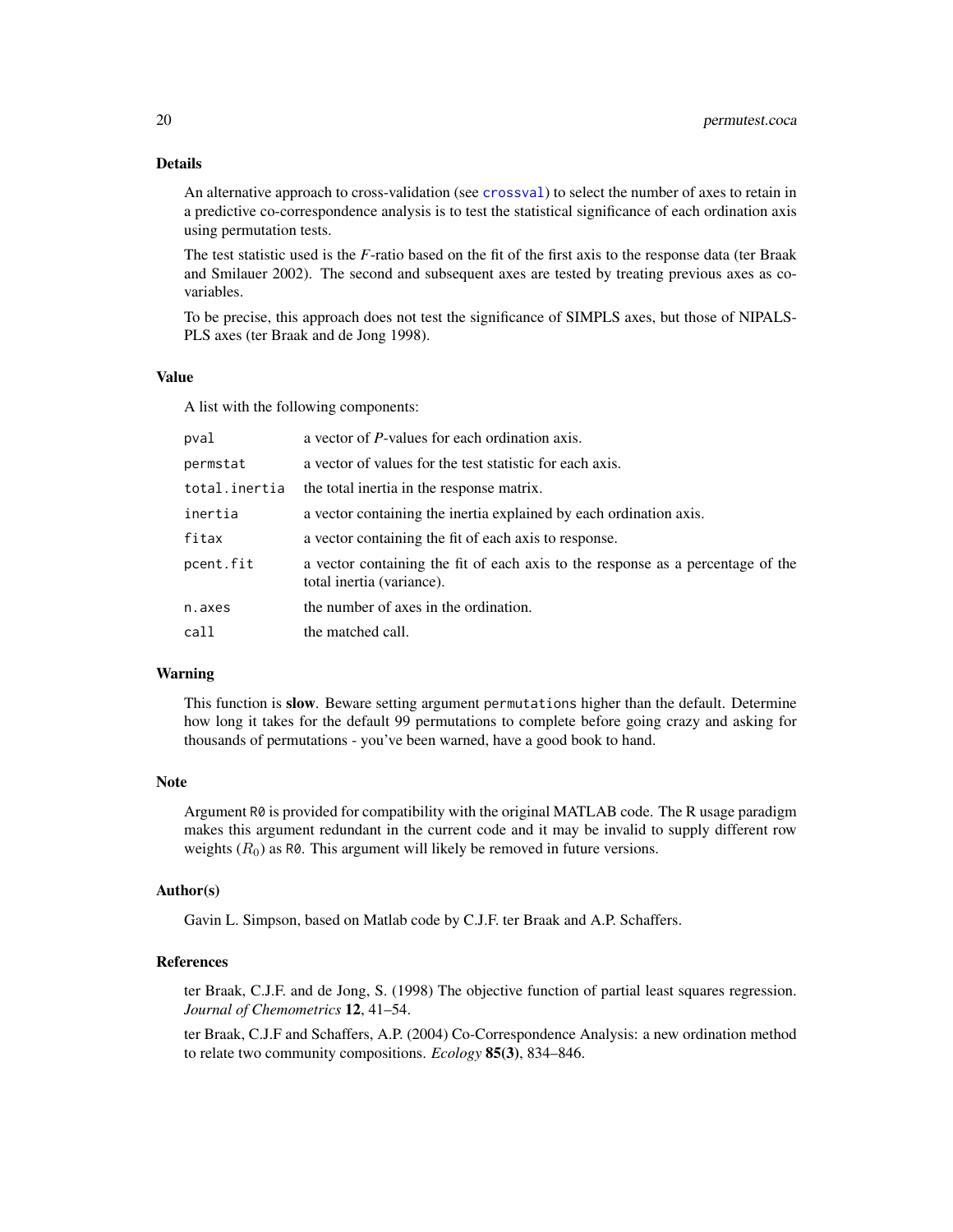### Details

An alternative approach to cross-validation (see `crossval`) to select the number of axes to retain in a predictive co-correspondence analysis is to test the statistical significance of each ordination axis using permutation tests.

The test statistic used is the *F*-ratio based on the fit of the first axis to the response data (ter Braak and Smilauer 2002). The second and subsequent axes are tested by treating previous axes as co-variables.

To be precise, this approach does not test the significance of SIMPLS axes, but those of NIPALS-PLS axes (ter Braak and de Jong 1998).

### Value

A list with the following components:

| | |
|---|---|
| `pval` | a vector of *P*-values for each ordination axis. |
| `permstat` | a vector of values for the test statistic for each axis. |
| `total.inertia` | the total inertia in the response matrix. |
| `inertia` | a vector containing the inertia explained by each ordination axis. |
| `fitax` | a vector containing the fit of each axis to response. |
| `pcent.fit` | a vector containing the fit of each axis to the response as a percentage of the total inertia (variance). |
| `n.axes` | the number of axes in the ordination. |
| `call` | the matched call. |

### Warning

This function is **slow**. Beware setting argument `permutations` higher than the default. Determine how long it takes for the default 99 permutations to complete before going crazy and asking for thousands of permutations - you've been warned, have a good book to hand.

### Note

Argument `R0` is provided for compatibility with the original MATLAB code. The R usage paradigm makes this argument redundant in the current code and it may be invalid to supply different row weights ($R_0$) as `R0`. This argument will likely be removed in future versions.

### Author(s)

Gavin L. Simpson, based on Matlab code by C.J.F. ter Braak and A.P. Schaffers.

### References

ter Braak, C.J.F. and de Jong, S. (1998) The objective function of partial least squares regression. *Journal of Chemometrics* **12**, 41–54.

ter Braak, C.J.F and Schaffers, A.P. (2004) Co-Correspondence Analysis: a new ordination method to relate two community compositions. *Ecology* **85(3)**, 834–846.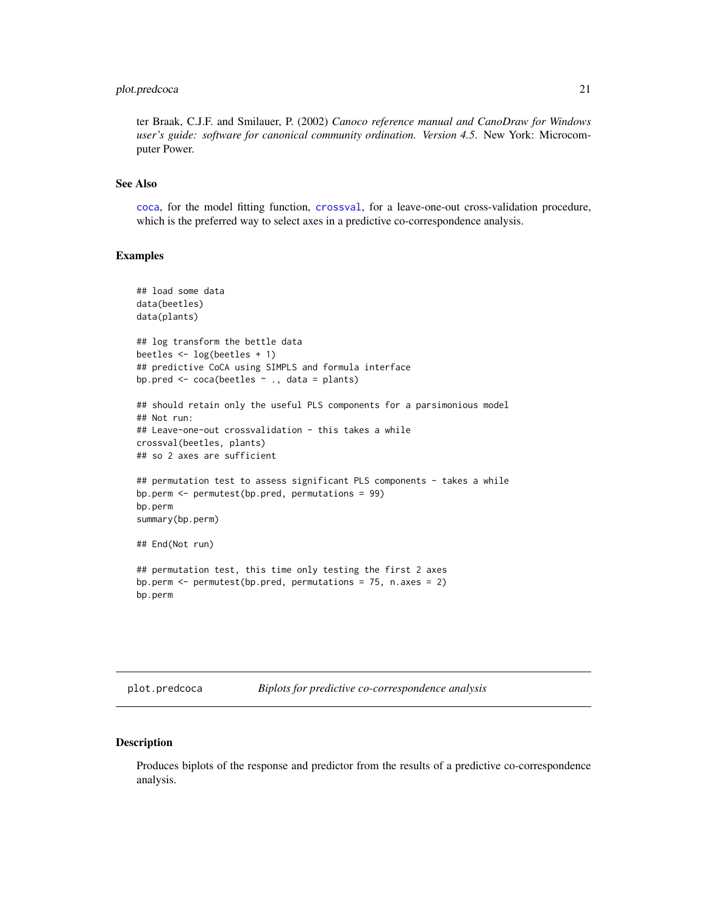ter Braak, C.J.F. and Smilauer, P. (2002) *Canoco reference manual and CanoDraw for Windows user's guide: software for canonical community ordination. Version 4.5*. New York: Microcomputer Power.

### See Also

coca, for the model fitting function, crossval, for a leave-one-out cross-validation procedure, which is the preferred way to select axes in a predictive co-correspondence analysis.

### Examples

```
## load some data
data(beetles)
data(plants)

## log transform the bettle data
beetles <- log(beetles + 1)
## predictive CoCA using SIMPLS and formula interface
bp.pred <- coca(beetles ~ ., data = plants)

## should retain only the useful PLS components for a parsimonious model
## Not run:
## Leave-one-out crossvalidation - this takes a while
crossval(beetles, plants)
## so 2 axes are sufficient

## permutation test to assess significant PLS components - takes a while
bp.perm <- permutest(bp.pred, permutations = 99)
bp.perm
summary(bp.perm)

## End(Not run)

## permutation test, this time only testing the first 2 axes
bp.perm <- permutest(bp.pred, permutations = 75, n.axes = 2)
bp.perm
```

---

## plot.predcoca *Biplots for predictive co-correspondence analysis*

### Description

Produces biplots of the response and predictor from the results of a predictive co-correspondence analysis.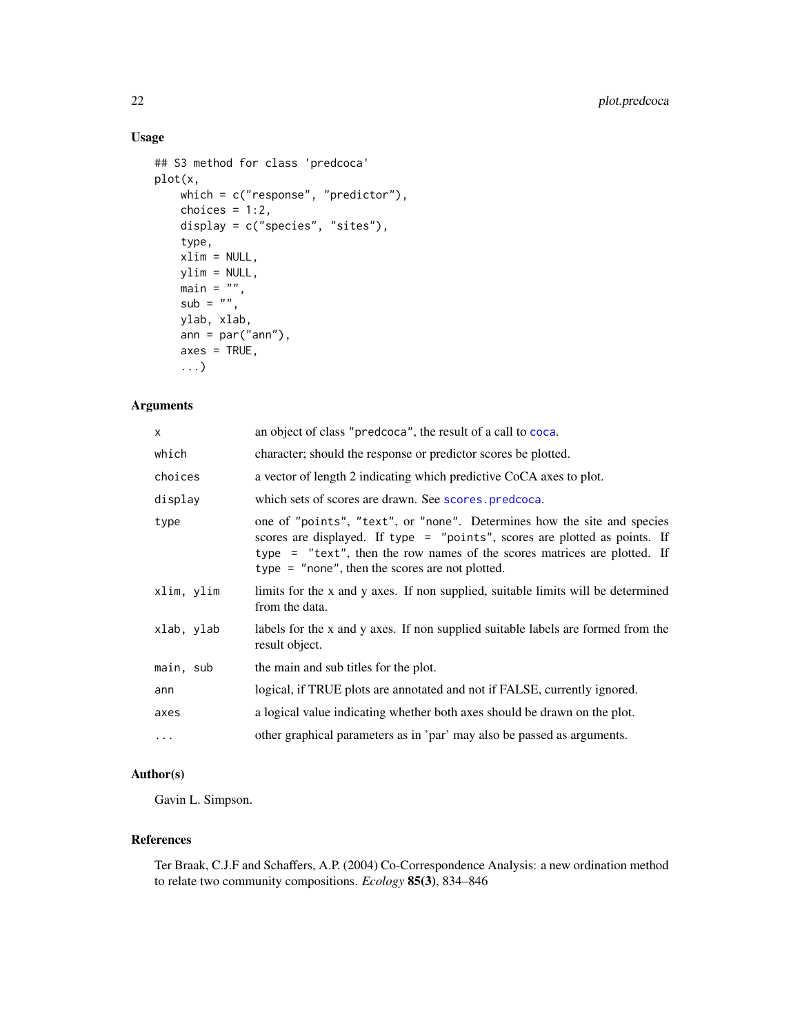## Usage

```
## S3 method for class 'predcoca'
plot(x,
    which = c("response", "predictor"),
    choices = 1:2,
    display = c("species", "sites"),
    type,
    xlim = NULL,
    ylim = NULL,
    main = "",
    sub = "",
    ylab, xlab,
    ann = par("ann"),
    axes = TRUE,
    ...)
```

## Arguments

| | |
|---|---|
| `x` | an object of class "predcoca", the result of a call to `coca`. |
| `which` | character; should the response or predictor scores be plotted. |
| `choices` | a vector of length 2 indicating which predictive CoCA axes to plot. |
| `display` | which sets of scores are drawn. See `scores.predcoca`. |
| `type` | one of "points", "text", or "none". Determines how the site and species scores are displayed. If `type = "points"`, scores are plotted as points. If `type = "text"`, then the row names of the scores matrices are plotted. If `type = "none"`, then the scores are not plotted. |
| `xlim, ylim` | limits for the x and y axes. If non supplied, suitable limits will be determined from the data. |
| `xlab, ylab` | labels for the x and y axes. If non supplied suitable labels are formed from the result object. |
| `main, sub` | the main and sub titles for the plot. |
| `ann` | logical, if TRUE plots are annotated and not if FALSE, currently ignored. |
| `axes` | a logical value indicating whether both axes should be drawn on the plot. |
| `...` | other graphical parameters as in 'par' may also be passed as arguments. |

## Author(s)

Gavin L. Simpson.

## References

Ter Braak, C.J.F and Schaffers, A.P. (2004) Co-Correspondence Analysis: a new ordination method to relate two community compositions. *Ecology* **85(3)**, 834–846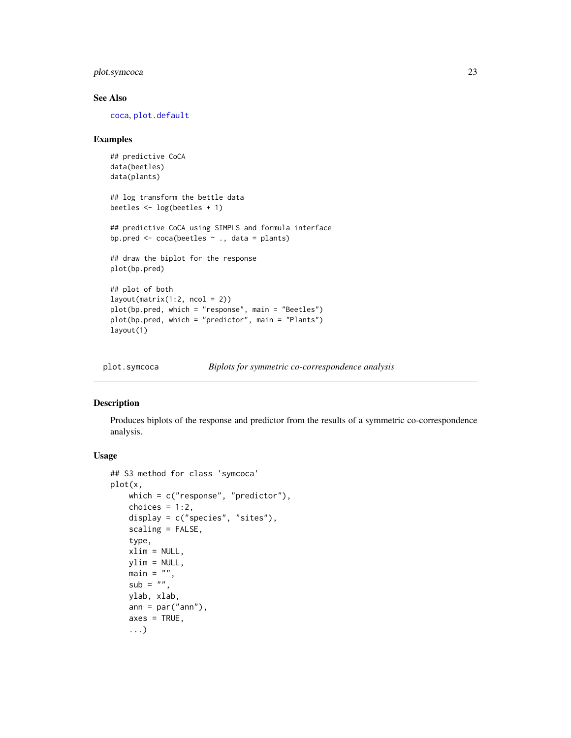### See Also

`coca`, `plot.default`

### Examples

```
## predictive CoCA
data(beetles)
data(plants)

## log transform the bettle data
beetles <- log(beetles + 1)

## predictive CoCA using SIMPLS and formula interface
bp.pred <- coca(beetles ~ ., data = plants)

## draw the biplot for the response
plot(bp.pred)

## plot of both
layout(matrix(1:2, ncol = 2))
plot(bp.pred, which = "response", main = "Beetles")
plot(bp.pred, which = "predictor", main = "Plants")
layout(1)
```

---

## plot.symcoca — *Biplots for symmetric co-correspondence analysis*

### Description

Produces biplots of the response and predictor from the results of a symmetric co-correspondence analysis.

### Usage

```
## S3 method for class 'symcoca'
plot(x,
    which = c("response", "predictor"),
    choices = 1:2,
    display = c("species", "sites"),
    scaling = FALSE,
    type,
    xlim = NULL,
    ylim = NULL,
    main = "",
    sub = "",
    ylab, xlab,
    ann = par("ann"),
    axes = TRUE,
    ...)
```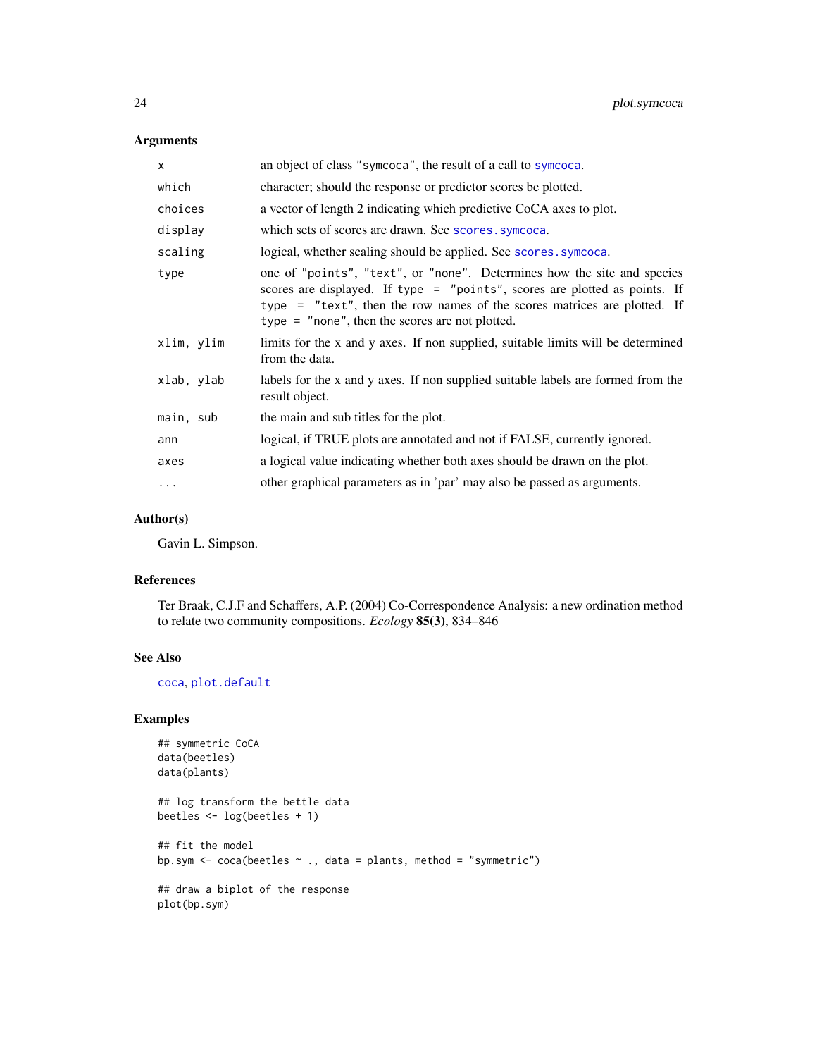## Arguments

| | |
|---|---|
| `x` | an object of class "symcoca", the result of a call to `symcoca`. |
| `which` | character; should the response or predictor scores be plotted. |
| `choices` | a vector of length 2 indicating which predictive CoCA axes to plot. |
| `display` | which sets of scores are drawn. See `scores.symcoca`. |
| `scaling` | logical, whether scaling should be applied. See `scores.symcoca`. |
| `type` | one of "points", "text", or "none". Determines how the site and species scores are displayed. If `type = "points"`, scores are plotted as points. If `type = "text"`, then the row names of the scores matrices are plotted. If `type = "none"`, then the scores are not plotted. |
| `xlim, ylim` | limits for the x and y axes. If non supplied, suitable limits will be determined from the data. |
| `xlab, ylab` | labels for the x and y axes. If non supplied suitable labels are formed from the result object. |
| `main, sub` | the main and sub titles for the plot. |
| `ann` | logical, if TRUE plots are annotated and not if FALSE, currently ignored. |
| `axes` | a logical value indicating whether both axes should be drawn on the plot. |
| `...` | other graphical parameters as in 'par' may also be passed as arguments. |

## Author(s)

Gavin L. Simpson.

## References

Ter Braak, C.J.F and Schaffers, A.P. (2004) Co-Correspondence Analysis: a new ordination method to relate two community compositions. *Ecology* **85(3)**, 834–846

## See Also

`coca`, `plot.default`

## Examples

```
## symmetric CoCA
data(beetles)
data(plants)

## log transform the bettle data
beetles <- log(beetles + 1)

## fit the model
bp.sym <- coca(beetles ~ ., data = plants, method = "symmetric")

## draw a biplot of the response
plot(bp.sym)
```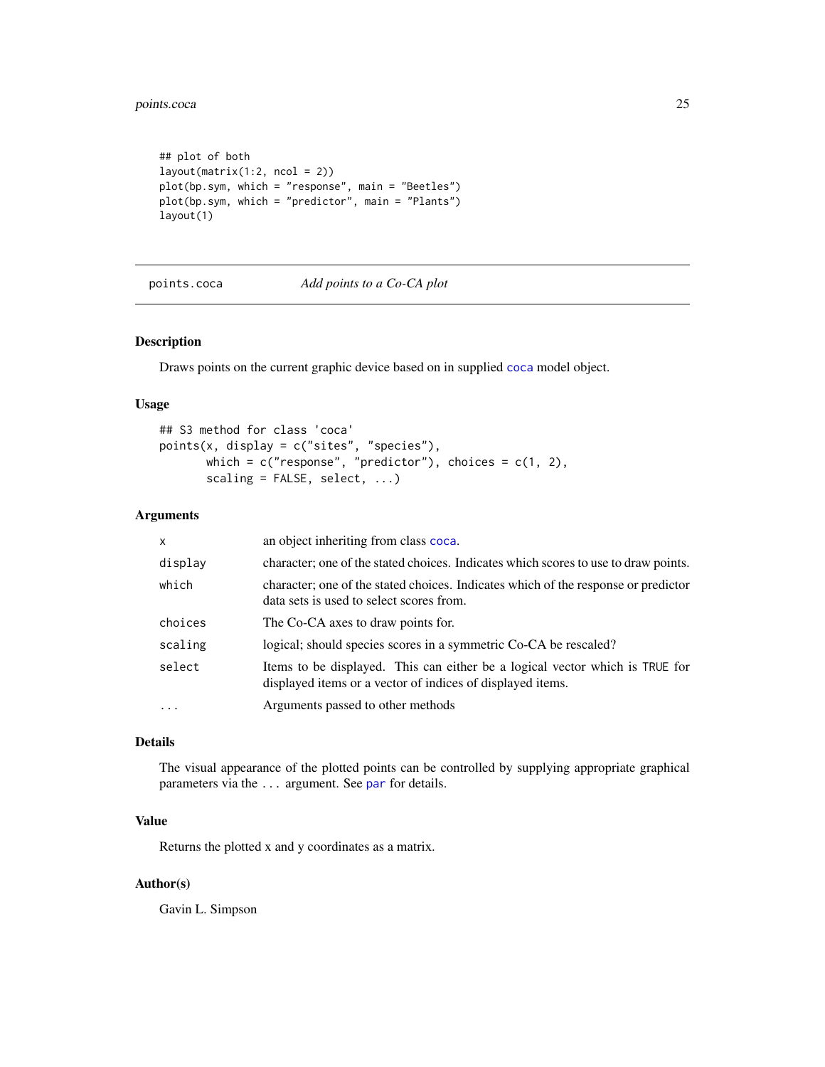```
## plot of both
layout(matrix(1:2, ncol = 2))
plot(bp.sym, which = "response", main = "Beetles")
plot(bp.sym, which = "predictor", main = "Plants")
layout(1)
```

---

## points.coca — *Add points to a Co-CA plot*

---

### Description

Draws points on the current graphic device based on in supplied `coca` model object.

### Usage

```
## S3 method for class 'coca'
points(x, display = c("sites", "species"),
       which = c("response", "predictor"), choices = c(1, 2),
       scaling = FALSE, select, ...)
```

### Arguments

| | |
|---|---|
| `x` | an object inheriting from class `coca`. |
| `display` | character; one of the stated choices. Indicates which scores to use to draw points. |
| `which` | character; one of the stated choices. Indicates which of the response or predictor data sets is used to select scores from. |
| `choices` | The Co-CA axes to draw points for. |
| `scaling` | logical; should species scores in a symmetric Co-CA be rescaled? |
| `select` | Items to be displayed. This can either be a logical vector which is `TRUE` for displayed items or a vector of indices of displayed items. |
| `...` | Arguments passed to other methods |

### Details

The visual appearance of the plotted points can be controlled by supplying appropriate graphical parameters via the `...` argument. See `par` for details.

### Value

Returns the plotted x and y coordinates as a matrix.

### Author(s)

Gavin L. Simpson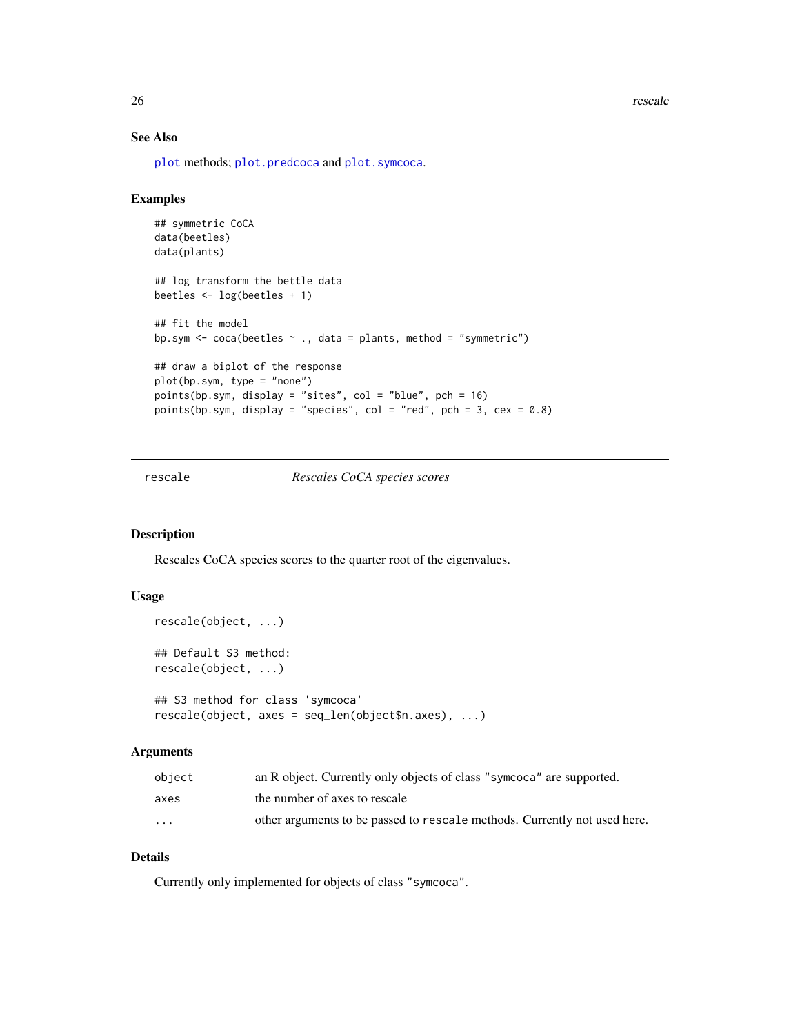## See Also

`plot` methods; `plot.predcoca` and `plot.symcoca`.

## Examples

```
## symmetric CoCA
data(beetles)
data(plants)

## log transform the bettle data
beetles <- log(beetles + 1)

## fit the model
bp.sym <- coca(beetles ~ ., data = plants, method = "symmetric")

## draw a biplot of the response
plot(bp.sym, type = "none")
points(bp.sym, display = "sites", col = "blue", pch = 16)
points(bp.sym, display = "species", col = "red", pch = 3, cex = 0.8)
```

---

# rescale — *Rescales CoCA species scores*

## Description

Rescales CoCA species scores to the quarter root of the eigenvalues.

## Usage

```
rescale(object, ...)

## Default S3 method:
rescale(object, ...)

## S3 method for class 'symcoca'
rescale(object, axes = seq_len(object$n.axes), ...)
```

## Arguments

| | |
|---|---|
| `object` | an R object. Currently only objects of class `"symcoca"` are supported. |
| `axes` | the number of axes to rescale |
| `...` | other arguments to be passed to `rescale` methods. Currently not used here. |

## Details

Currently only implemented for objects of class `"symcoca"`.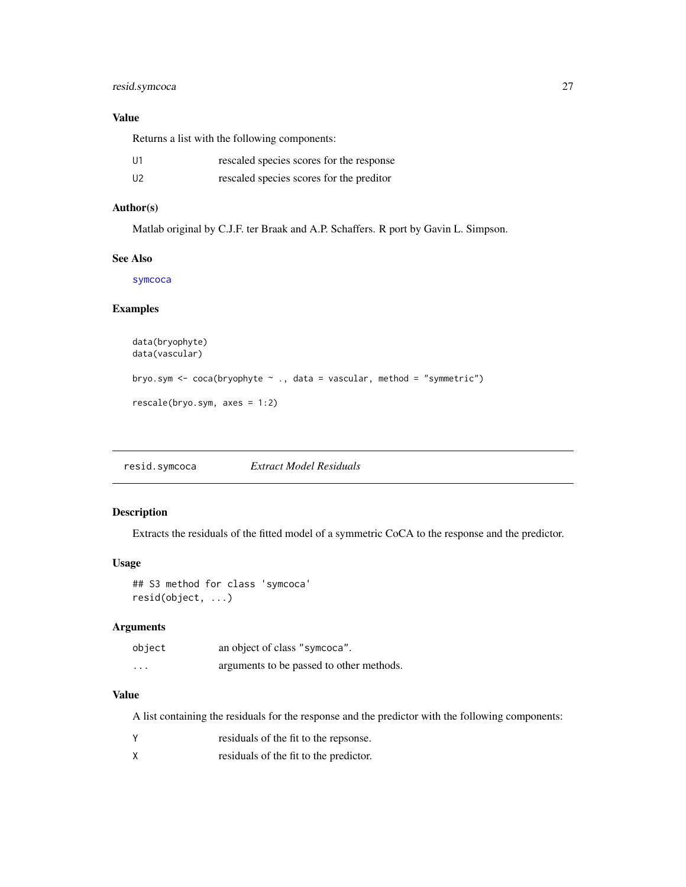### Value

Returns a list with the following components:

| | |
|---|---|
| U1 | rescaled species scores for the response |
| U2 | rescaled species scores for the preditor |

### Author(s)

Matlab original by C.J.F. ter Braak and A.P. Schaffers. R port by Gavin L. Simpson.

### See Also

symcoca

### Examples

```
data(bryophyte)
data(vascular)

bryo.sym <- coca(bryophyte ~ ., data = vascular, method = "symmetric")

rescale(bryo.sym, axes = 1:2)
```

---

## resid.symcoca *Extract Model Residuals*

---

### Description

Extracts the residuals of the fitted model of a symmetric CoCA to the response and the predictor.

### Usage

```
## S3 method for class 'symcoca'
resid(object, ...)
```

### Arguments

| | |
|---|---|
| object | an object of class "symcoca". |
| ... | arguments to be passed to other methods. |

### Value

A list containing the residuals for the response and the predictor with the following components:

| | |
|---|---|
| Y | residuals of the fit to the repsonse. |
| X | residuals of the fit to the predictor. |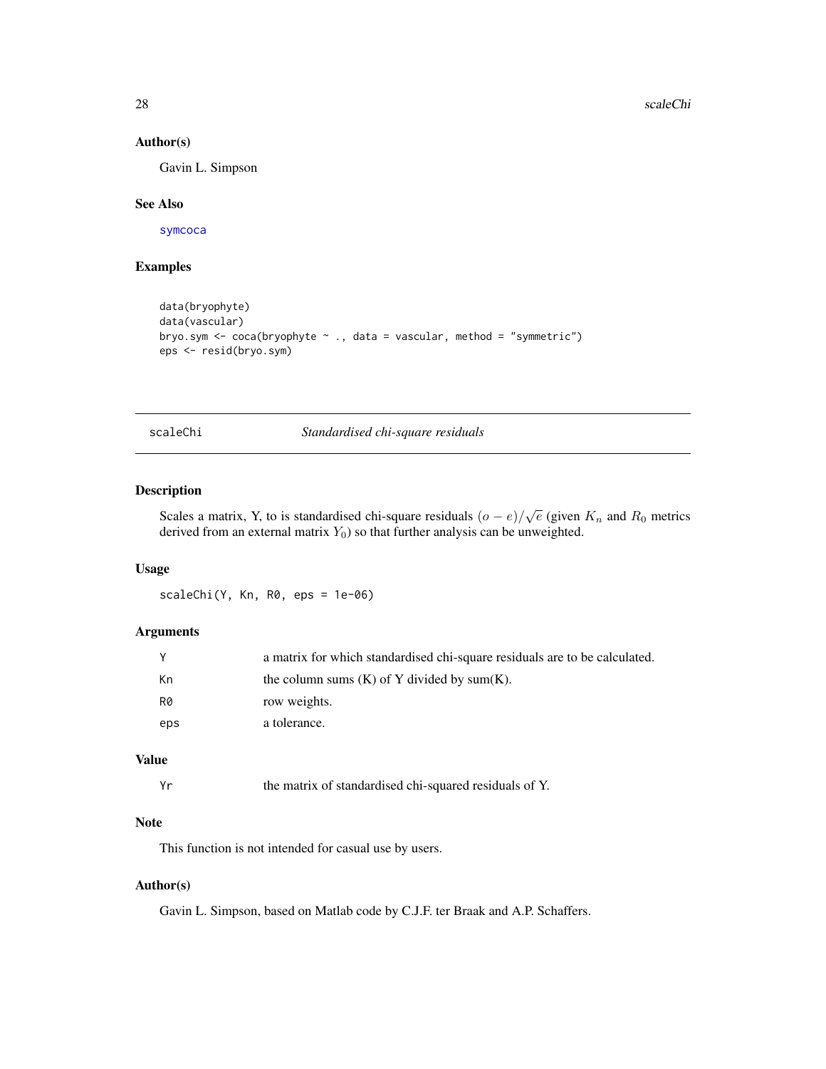## Author(s)

Gavin L. Simpson

## See Also

symcoca

## Examples

```
data(bryophyte)
data(vascular)
bryo.sym <- coca(bryophyte ~ ., data = vascular, method = "symmetric")
eps <- resid(bryo.sym)
```

---

# scaleChi — *Standardised chi-square residuals*

---

## Description

Scales a matrix, Y, to is standardised chi-square residuals $(o - e)/\sqrt{e}$ (given $K_n$ and $R_0$ metrics derived from an external matrix $Y_0$) so that further analysis can be unweighted.

## Usage

```
scaleChi(Y, Kn, R0, eps = 1e-06)
```

## Arguments

| | |
|---|---|
| Y | a matrix for which standardised chi-square residuals are to be calculated. |
| Kn | the column sums (K) of Y divided by sum(K). |
| R0 | row weights. |
| eps | a tolerance. |

## Value

| | |
|---|---|
| Yr | the matrix of standardised chi-squared residuals of Y. |

## Note

This function is not intended for casual use by users.

## Author(s)

Gavin L. Simpson, based on Matlab code by C.J.F. ter Braak and A.P. Schaffers.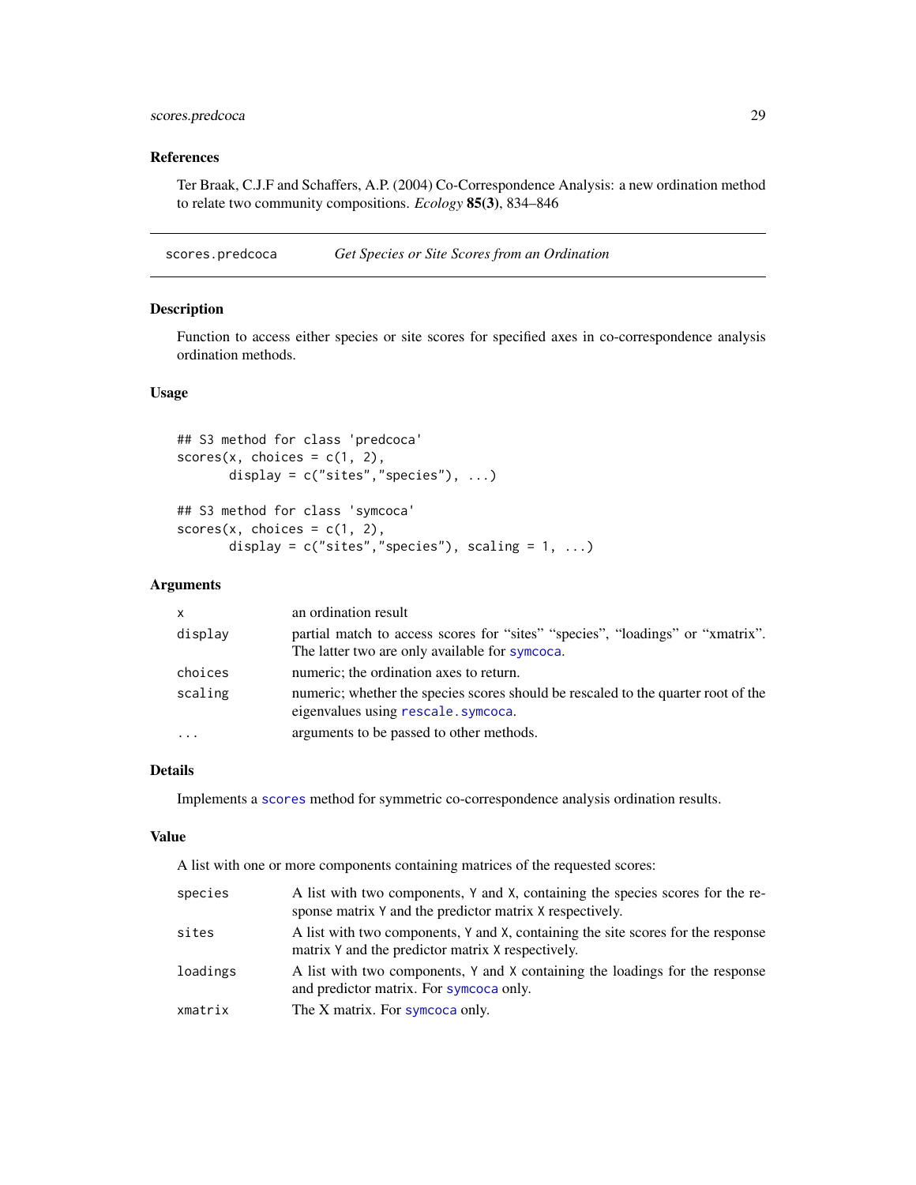## References

Ter Braak, C.J.F and Schaffers, A.P. (2004) Co-Correspondence Analysis: a new ordination method to relate two community compositions. *Ecology* **85(3)**, 834–846

---

# scores.predcoca — *Get Species or Site Scores from an Ordination*

## Description

Function to access either species or site scores for specified axes in co-correspondence analysis ordination methods.

## Usage

```
## S3 method for class 'predcoca'
scores(x, choices = c(1, 2),
       display = c("sites","species"), ...)

## S3 method for class 'symcoca'
scores(x, choices = c(1, 2),
       display = c("sites","species"), scaling = 1, ...)
```

## Arguments

| | |
|---|---|
| `x` | an ordination result |
| `display` | partial match to access scores for "sites" "species", "loadings" or "xmatrix". The latter two are only available for `symcoca`. |
| `choices` | numeric; the ordination axes to return. |
| `scaling` | numeric; whether the species scores should be rescaled to the quarter root of the eigenvalues using `rescale.symcoca`. |
| `...` | arguments to be passed to other methods. |

## Details

Implements a `scores` method for symmetric co-correspondence analysis ordination results.

## Value

A list with one or more components containing matrices of the requested scores:

| | |
|---|---|
| `species` | A list with two components, `Y` and `X`, containing the species scores for the response matrix `Y` and the predictor matrix `X` respectively. |
| `sites` | A list with two components, `Y` and `X`, containing the site scores for the response matrix `Y` and the predictor matrix `X` respectively. |
| `loadings` | A list with two components, `Y` and `X` containing the loadings for the response and predictor matrix. For `symcoca` only. |
| `xmatrix` | The X matrix. For `symcoca` only. |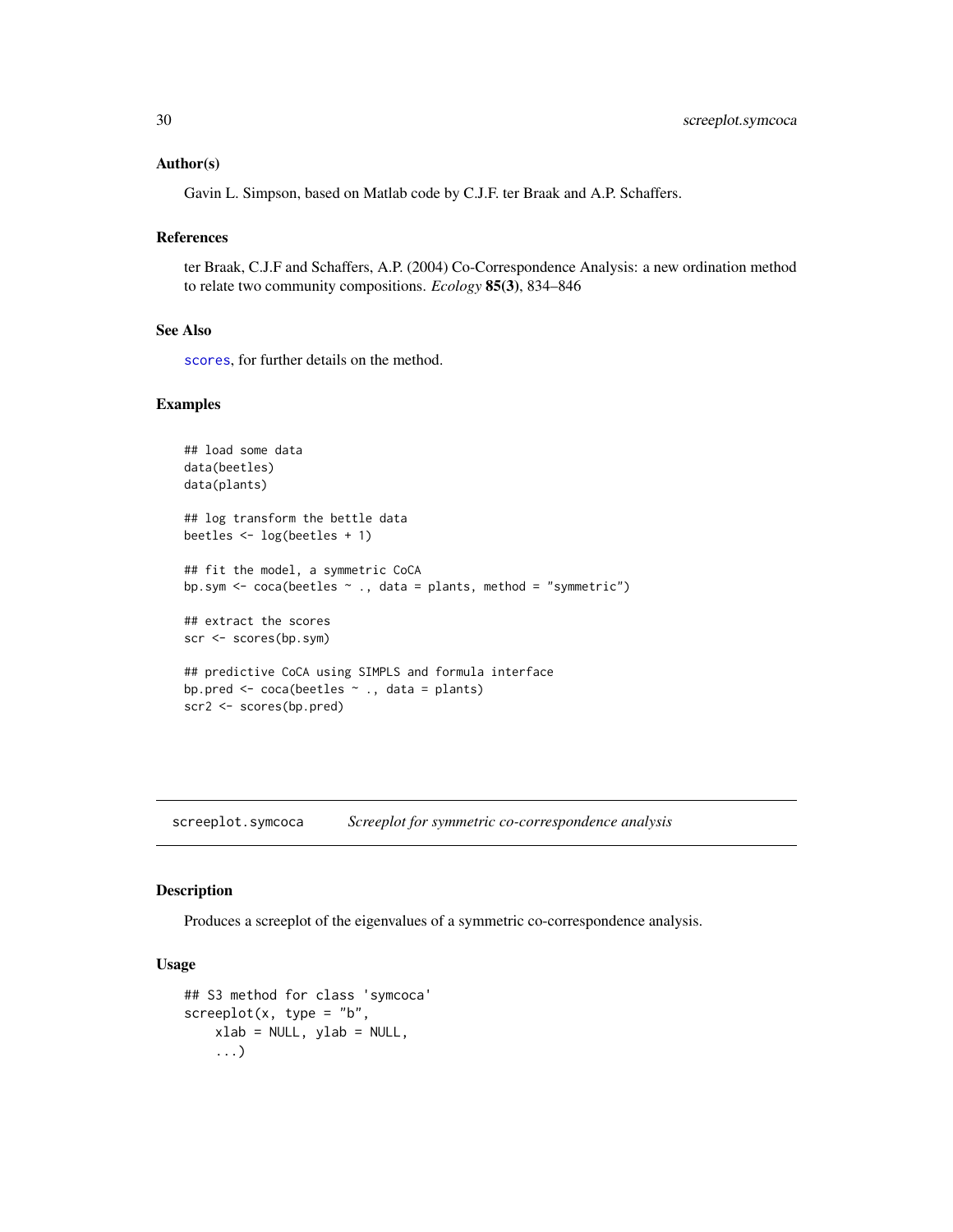### Author(s)

Gavin L. Simpson, based on Matlab code by C.J.F. ter Braak and A.P. Schaffers.

### References

ter Braak, C.J.F and Schaffers, A.P. (2004) Co-Correspondence Analysis: a new ordination method to relate two community compositions. *Ecology* **85(3)**, 834–846

### See Also

`scores`, for further details on the method.

### Examples

```
## load some data
data(beetles)
data(plants)

## log transform the bettle data
beetles <- log(beetles + 1)

## fit the model, a symmetric CoCA
bp.sym <- coca(beetles ~ ., data = plants, method = "symmetric")

## extract the scores
scr <- scores(bp.sym)

## predictive CoCA using SIMPLS and formula interface
bp.pred <- coca(beetles ~ ., data = plants)
scr2 <- scores(bp.pred)
```

---

## screeplot.symcoca — *Screeplot for symmetric co-correspondence analysis*

### Description

Produces a screeplot of the eigenvalues of a symmetric co-correspondence analysis.

### Usage

```
## S3 method for class 'symcoca'
screeplot(x, type = "b",
    xlab = NULL, ylab = NULL,
    ...)
```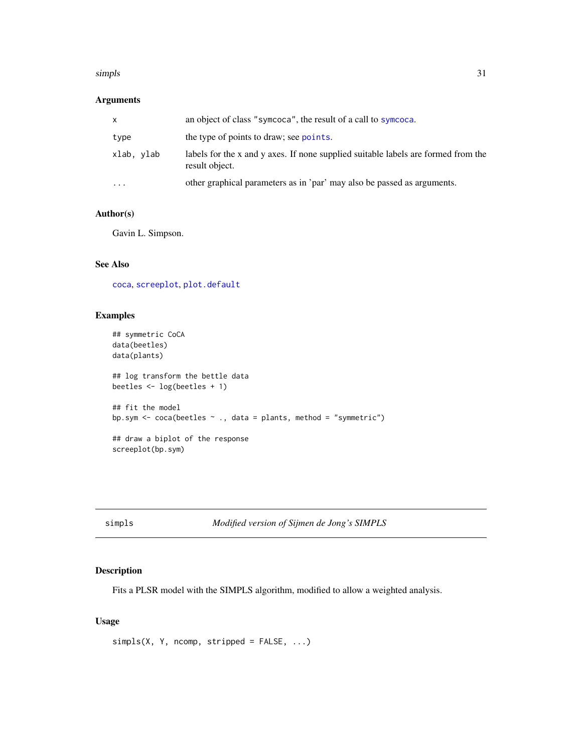## Arguments

| | |
|---|---|
| x | an object of class "symcoca", the result of a call to symcoca. |
| type | the type of points to draw; see points. |
| xlab, ylab | labels for the x and y axes. If none supplied suitable labels are formed from the result object. |
| ... | other graphical parameters as in 'par' may also be passed as arguments. |

## Author(s)

Gavin L. Simpson.

## See Also

coca, screeplot, plot.default

## Examples

```
## symmetric CoCA
data(beetles)
data(plants)

## log transform the bettle data
beetles <- log(beetles + 1)

## fit the model
bp.sym <- coca(beetles ~ ., data = plants, method = "symmetric")

## draw a biplot of the response
screeplot(bp.sym)
```

---

# simpls *Modified version of Sijmen de Jong's SIMPLS*

## Description

Fits a PLSR model with the SIMPLS algorithm, modified to allow a weighted analysis.

## Usage

```
simpls(X, Y, ncomp, stripped = FALSE, ...)
```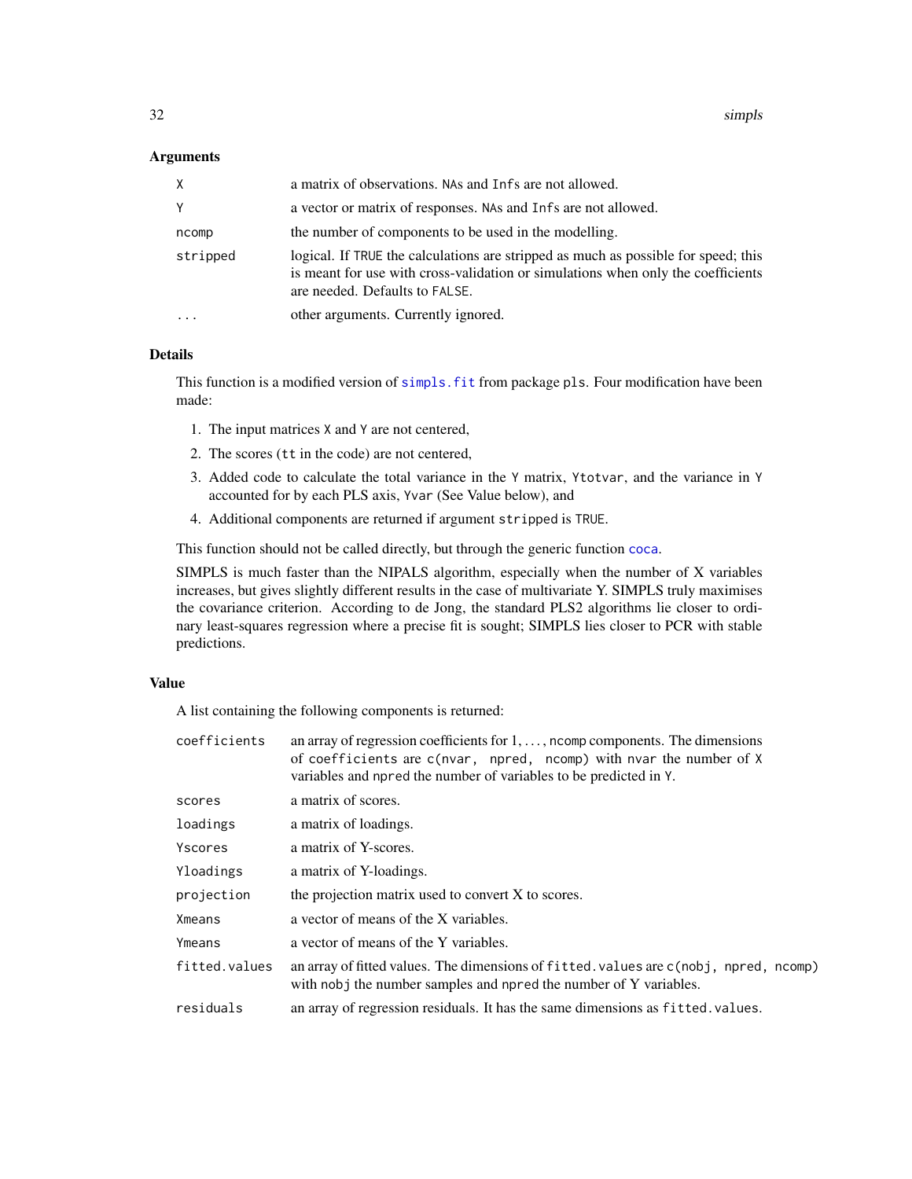## Arguments

| | |
|---|---|
| `X` | a matrix of observations. `NA`s and `Inf`s are not allowed. |
| `Y` | a vector or matrix of responses. `NA`s and `Inf`s are not allowed. |
| `ncomp` | the number of components to be used in the modelling. |
| `stripped` | logical. If `TRUE` the calculations are stripped as much as possible for speed; this is meant for use with cross-validation or simulations when only the coefficients are needed. Defaults to `FALSE`. |
| `...` | other arguments. Currently ignored. |

## Details

This function is a modified version of `simpls.fit` from package `pls`. Four modification have been made:

1. The input matrices `X` and `Y` are not centered,
2. The scores (`tt` in the code) are not centered,
3. Added code to calculate the total variance in the `Y` matrix, `Ytotvar`, and the variance in `Y` accounted for by each PLS axis, `Yvar` (See Value below), and
4. Additional components are returned if argument `stripped` is `TRUE`.

This function should not be called directly, but through the generic function `coca`.

SIMPLS is much faster than the NIPALS algorithm, especially when the number of X variables increases, but gives slightly different results in the case of multivariate Y. SIMPLS truly maximises the covariance criterion. According to de Jong, the standard PLS2 algorithms lie closer to ordinary least-squares regression where a precise fit is sought; SIMPLS lies closer to PCR with stable predictions.

## Value

A list containing the following components is returned:

| | |
|---|---|
| `coefficients` | an array of regression coefficients for $1, \ldots,$ `ncomp` components. The dimensions of `coefficients` are `c(nvar, npred, ncomp)` with `nvar` the number of `X` variables and `npred` the number of variables to be predicted in `Y`. |
| `scores` | a matrix of scores. |
| `loadings` | a matrix of loadings. |
| `Yscores` | a matrix of Y-scores. |
| `Yloadings` | a matrix of Y-loadings. |
| `projection` | the projection matrix used to convert X to scores. |
| `Xmeans` | a vector of means of the X variables. |
| `Ymeans` | a vector of means of the Y variables. |
| `fitted.values` | an array of fitted values. The dimensions of `fitted.values` are `c(nobj, npred, ncomp)` with `nobj` the number samples and `npred` the number of Y variables. |
| `residuals` | an array of regression residuals. It has the same dimensions as `fitted.values`. |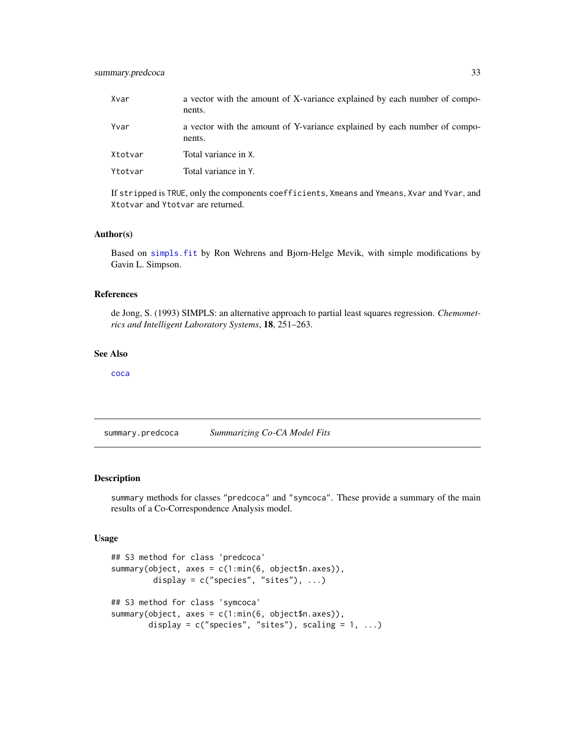| | |
|---|---|
| Xvar | a vector with the amount of X-variance explained by each number of components. |
| Yvar | a vector with the amount of Y-variance explained by each number of components. |
| Xtotvar | Total variance in X. |
| Ytotvar | Total variance in Y. |

If stripped is TRUE, only the components coefficients, Xmeans and Ymeans, Xvar and Yvar, and Xtotvar and Ytotvar are returned.

### Author(s)

Based on simpls.fit by Ron Wehrens and Bjorn-Helge Mevik, with simple modifications by Gavin L. Simpson.

### References

de Jong, S. (1993) SIMPLS: an alternative approach to partial least squares regression. *Chemometrics and Intelligent Laboratory Systems*, **18**, 251–263.

### See Also

coca

---

## summary.predcoca *Summarizing Co-CA Model Fits*

### Description

summary methods for classes "predcoca" and "symcoca". These provide a summary of the main results of a Co-Correspondence Analysis model.

### Usage

```
## S3 method for class 'predcoca'
summary(object, axes = c(1:min(6, object$n.axes)),
         display = c("species", "sites"), ...)

## S3 method for class 'symcoca'
summary(object, axes = c(1:min(6, object$n.axes)),
        display = c("species", "sites"), scaling = 1, ...)
```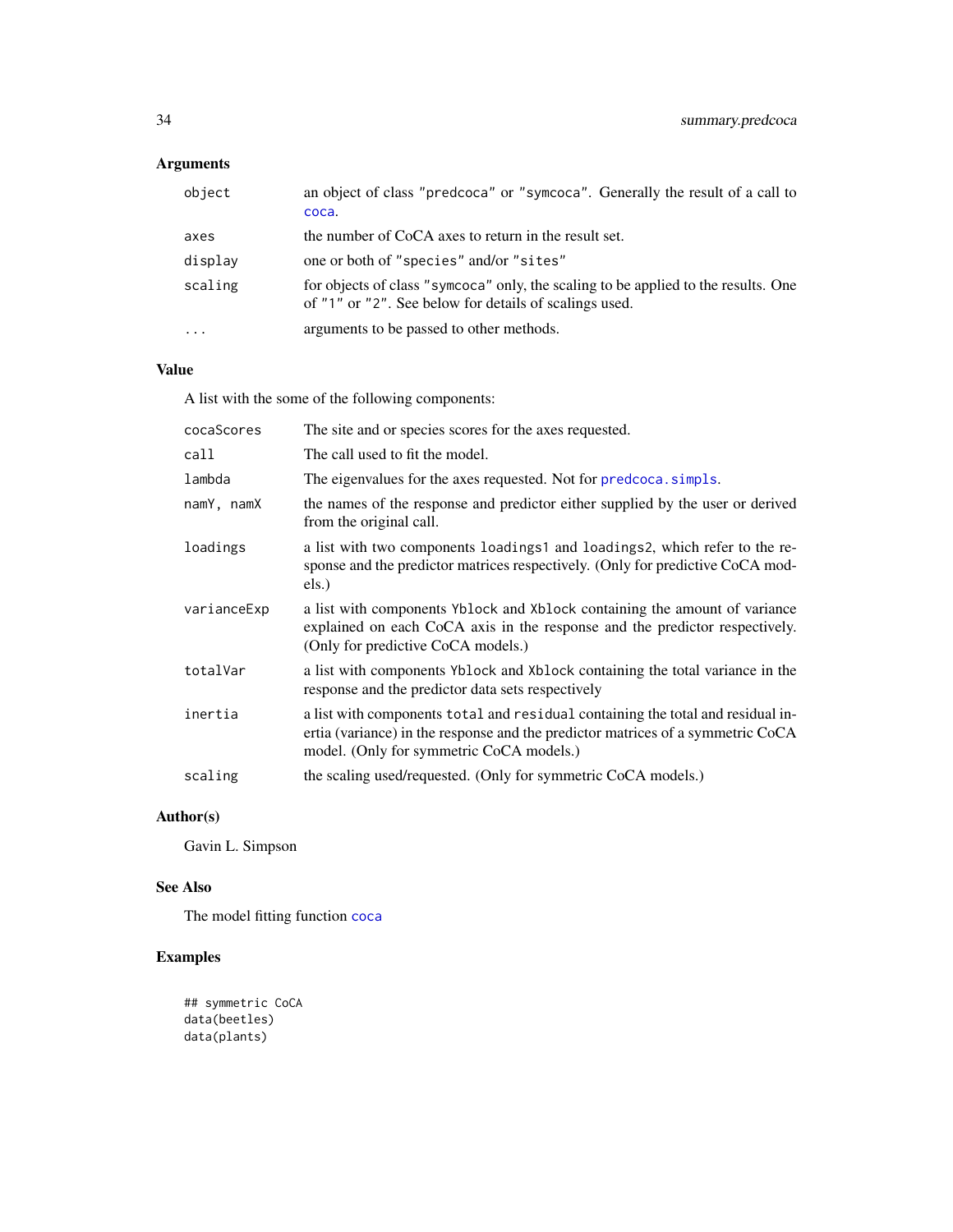## Arguments

| | |
|---|---|
| `object` | an object of class "predcoca" or "symcoca". Generally the result of a call to `coca`. |
| `axes` | the number of CoCA axes to return in the result set. |
| `display` | one or both of "species" and/or "sites" |
| `scaling` | for objects of class "symcoca" only, the scaling to be applied to the results. One of "1" or "2". See below for details of scalings used. |
| `...` | arguments to be passed to other methods. |

## Value

A list with the some of the following components:

| | |
|---|---|
| `cocaScores` | The site and or species scores for the axes requested. |
| `call` | The call used to fit the model. |
| `lambda` | The eigenvalues for the axes requested. Not for `predcoca.simpls`. |
| `namY, namX` | the names of the response and predictor either supplied by the user or derived from the original call. |
| `loadings` | a list with two components `loadings1` and `loadings2`, which refer to the response and the predictor matrices respectively. (Only for predictive CoCA models.) |
| `varianceExp` | a list with components `Yblock` and `Xblock` containing the amount of variance explained on each CoCA axis in the response and the predictor respectively. (Only for predictive CoCA models.) |
| `totalVar` | a list with components `Yblock` and `Xblock` containing the total variance in the response and the predictor data sets respectively |
| `inertia` | a list with components `total` and `residual` containing the total and residual inertia (variance) in the response and the predictor matrices of a symmetric CoCA model. (Only for symmetric CoCA models.) |
| `scaling` | the scaling used/requested. (Only for symmetric CoCA models.) |

## Author(s)

Gavin L. Simpson

## See Also

The model fitting function `coca`

## Examples

```
## symmetric CoCA
data(beetles)
data(plants)
```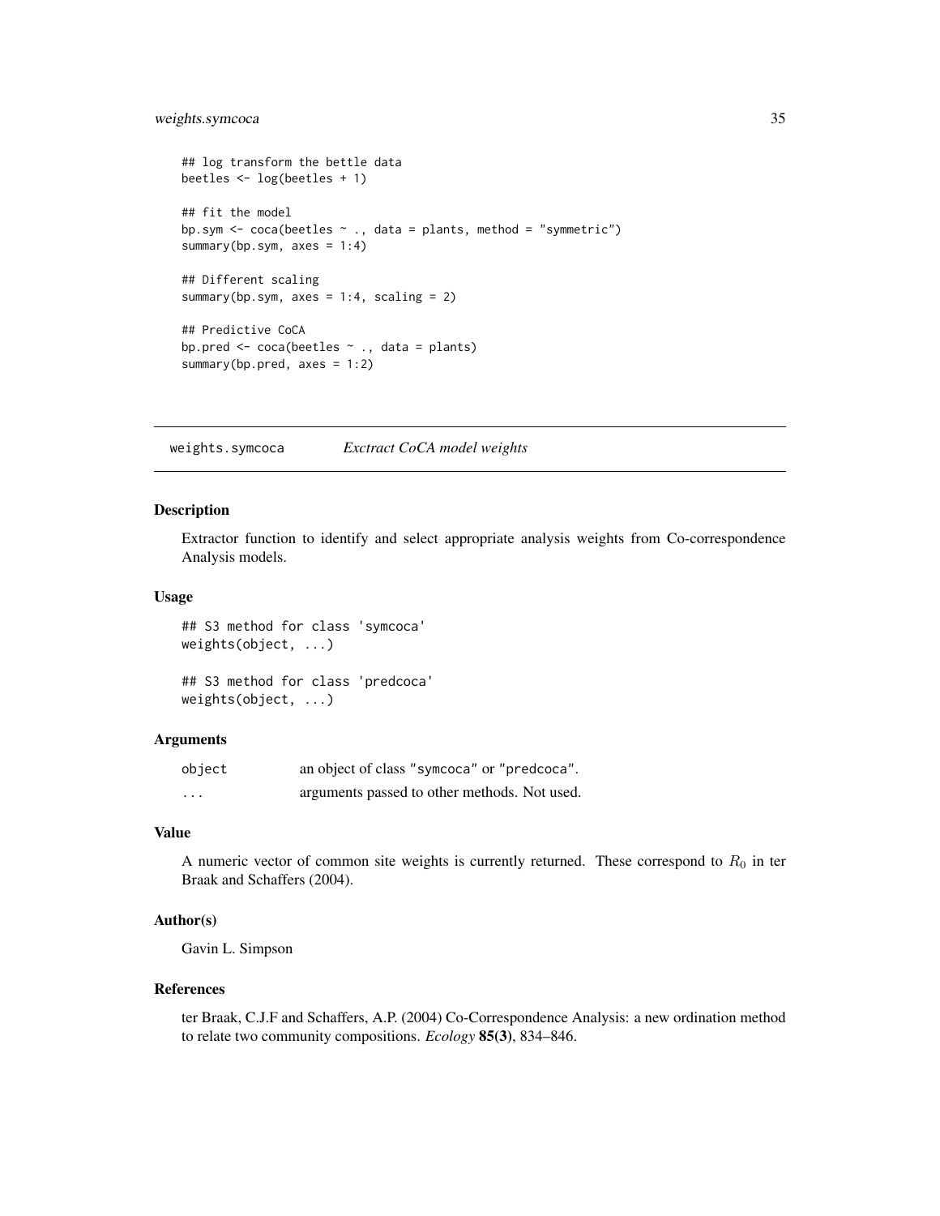```
## log transform the bettle data
beetles <- log(beetles + 1)

## fit the model
bp.sym <- coca(beetles ~ ., data = plants, method = "symmetric")
summary(bp.sym, axes = 1:4)

## Different scaling
summary(bp.sym, axes = 1:4, scaling = 2)

## Predictive CoCA
bp.pred <- coca(beetles ~ ., data = plants)
summary(bp.pred, axes = 1:2)
```

---

## weights.symcoca — *Exctract CoCA model weights*

---

### Description

Extractor function to identify and select appropriate analysis weights from Co-correspondence Analysis models.

### Usage

```
## S3 method for class 'symcoca'
weights(object, ...)

## S3 method for class 'predcoca'
weights(object, ...)
```

### Arguments

| | |
|---|---|
| `object` | an object of class "`symcoca`" or "`predcoca`". |
| `...` | arguments passed to other methods. Not used. |

### Value

A numeric vector of common site weights is currently returned. These correspond to $R_0$ in ter Braak and Schaffers (2004).

### Author(s)

Gavin L. Simpson

### References

ter Braak, C.J.F and Schaffers, A.P. (2004) Co-Correspondence Analysis: a new ordination method to relate two community compositions. *Ecology* **85(3)**, 834–846.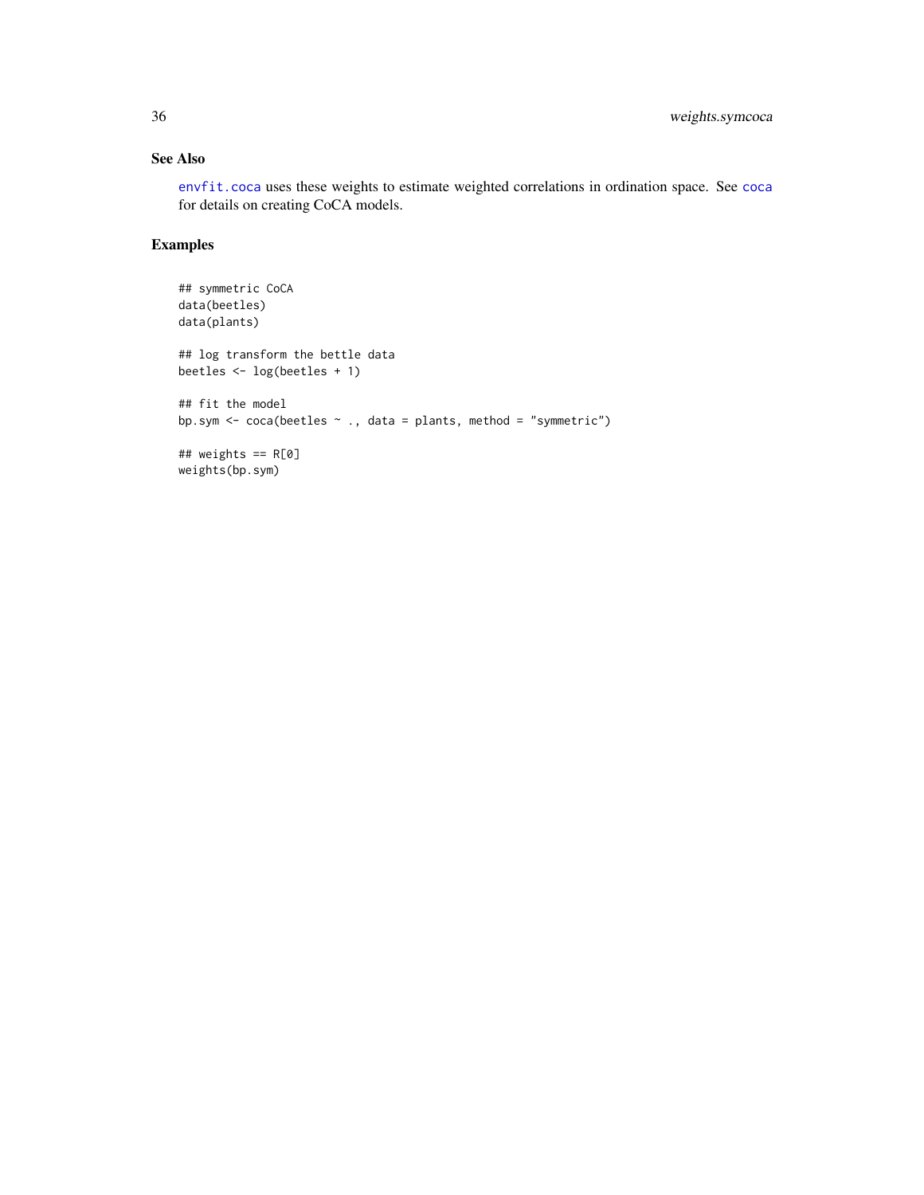## See Also

envfit.coca uses these weights to estimate weighted correlations in ordination space. See coca for details on creating CoCA models.

## Examples

```
## symmetric CoCA
data(beetles)
data(plants)

## log transform the bettle data
beetles <- log(beetles + 1)

## fit the model
bp.sym <- coca(beetles ~ ., data = plants, method = "symmetric")

## weights == R[0]
weights(bp.sym)
```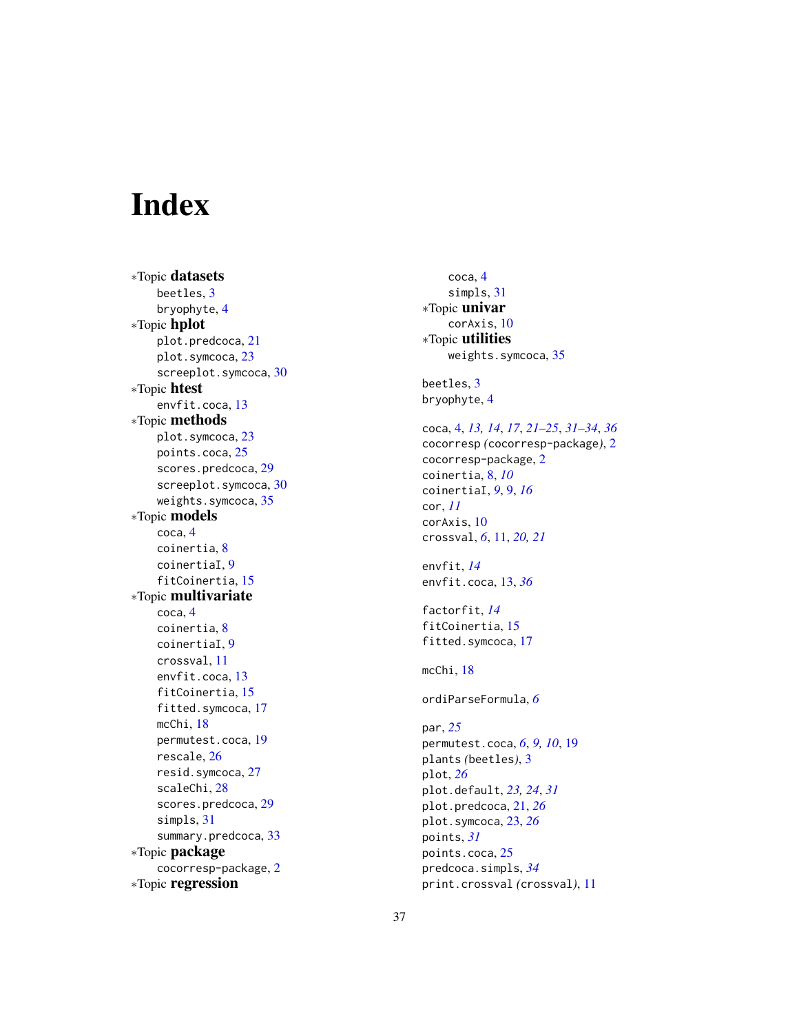# Index

∗Topic **datasets**
- beetles, 3
- bryophyte, 4

∗Topic **hplot**
- plot.predcoca, 21
- plot.symcoca, 23
- screeplot.symcoca, 30

∗Topic **htest**
- envfit.coca, 13

∗Topic **methods**
- plot.symcoca, 23
- points.coca, 25
- scores.predcoca, 29
- screeplot.symcoca, 30
- weights.symcoca, 35

∗Topic **models**
- coca, 4
- coinertia, 8
- coinertiaI, 9
- fitCoinertia, 15

∗Topic **multivariate**
- coca, 4
- coinertia, 8
- coinertiaI, 9
- crossval, 11
- envfit.coca, 13
- fitCoinertia, 15
- fitted.symcoca, 17
- mcChi, 18
- permutest.coca, 19
- rescale, 26
- resid.symcoca, 27
- scaleChi, 28
- scores.predcoca, 29
- simpls, 31
- summary.predcoca, 33

∗Topic **package**
- cocorresp-package, 2

∗Topic **regression**
- coca, 4
- simpls, 31

∗Topic **univar**
- corAxis, 10

∗Topic **utilities**
- weights.symcoca, 35

beetles, 3
bryophyte, 4

coca, 4, *13, 14*, *17*, *21–25*, *31–34*, *36*
cocorresp (cocorresp-package), 2
cocorresp-package, 2
coinertia, 8, *10*
coinertiaI, *9*, 9, *16*
cor, *11*
corAxis, 10
crossval, *6*, 11, *20, 21*

envfit, *14*
envfit.coca, 13, *36*

factorfit, *14*
fitCoinertia, 15
fitted.symcoca, 17

mcChi, 18

ordiParseFormula, *6*

par, *25*
permutest.coca, *6*, *9, 10*, 19
plants (beetles), 3
plot, *26*
plot.default, *23, 24*, *31*
plot.predcoca, 21, *26*
plot.symcoca, 23, *26*
points, *31*
points.coca, 25
predcoca.simpls, *34*
print.crossval (crossval), 11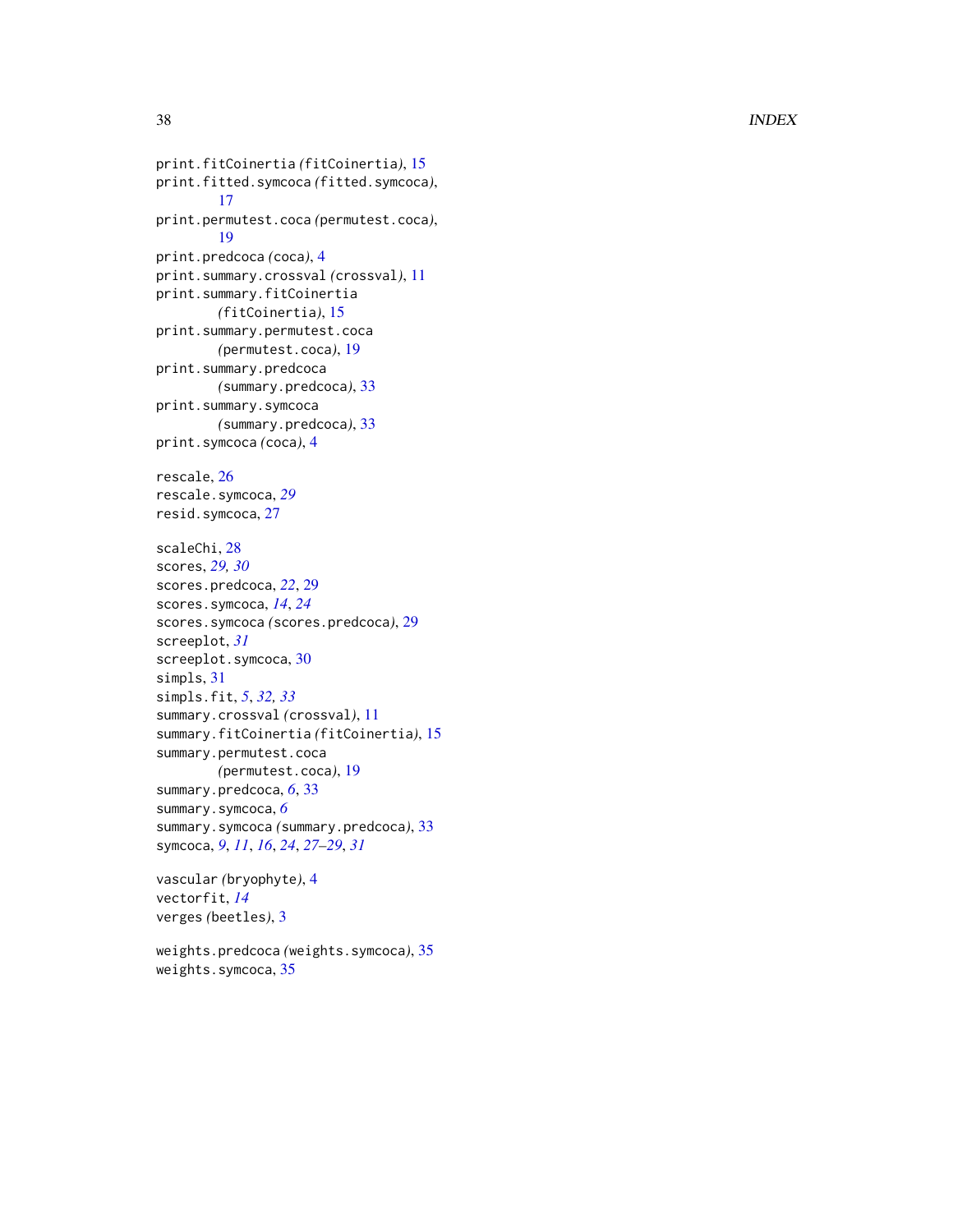print.fitCoinertia *(*fitCoinertia*)*, 15
print.fitted.symcoca *(*fitted.symcoca*)*, 17
print.permutest.coca *(*permutest.coca*)*, 19
print.predcoca *(*coca*)*, 4
print.summary.crossval *(*crossval*)*, 11
print.summary.fitCoinertia *(*fitCoinertia*)*, 15
print.summary.permutest.coca *(*permutest.coca*)*, 19
print.summary.predcoca *(*summary.predcoca*)*, 33
print.summary.symcoca *(*summary.predcoca*)*, 33
print.symcoca *(*coca*)*, 4

rescale, 26
rescale.symcoca, *29*
resid.symcoca, 27

scaleChi, 28
scores, *29, 30*
scores.predcoca, *22*, 29
scores.symcoca, *14*, *24*
scores.symcoca *(*scores.predcoca*)*, 29
screeplot, *31*
screeplot.symcoca, 30
simpls, 31
simpls.fit, *5*, *32, 33*
summary.crossval *(*crossval*)*, 11
summary.fitCoinertia *(*fitCoinertia*)*, 15
summary.permutest.coca *(*permutest.coca*)*, 19
summary.predcoca, *6*, 33
summary.symcoca, *6*
summary.symcoca *(*summary.predcoca*)*, 33
symcoca, *9*, *11*, *16*, *24*, *27–29*, *31*

vascular *(*bryophyte*)*, 4
vectorfit, *14*
verges *(*beetles*)*, 3

weights.predcoca *(*weights.symcoca*)*, 35
weights.symcoca, 35